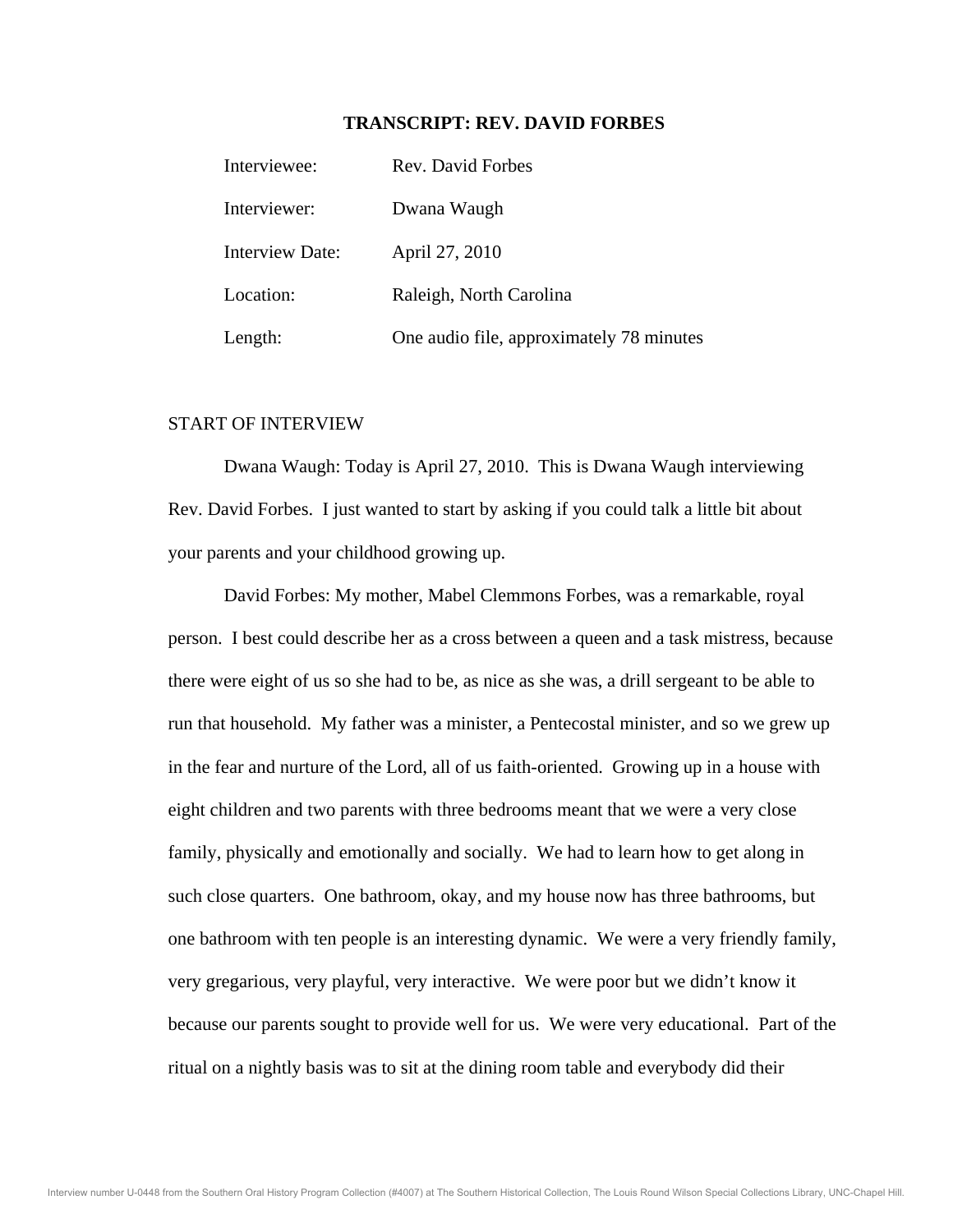# TRANSCRIPT: REV. DAVID FORBES

| | |
|---|---|
| Interviewee: | Rev. David Forbes |
| Interviewer: | Dwana Waugh |
| Interview Date: | April 27, 2010 |
| Location: | Raleigh, North Carolina |
| Length: | One audio file, approximately 78 minutes |

START OF INTERVIEW

Dwana Waugh: Today is April 27, 2010. This is Dwana Waugh interviewing Rev. David Forbes. I just wanted to start by asking if you could talk a little bit about your parents and your childhood growing up.

David Forbes: My mother, Mabel Clemmons Forbes, was a remarkable, royal person. I best could describe her as a cross between a queen and a task mistress, because there were eight of us so she had to be, as nice as she was, a drill sergeant to be able to run that household. My father was a minister, a Pentecostal minister, and so we grew up in the fear and nurture of the Lord, all of us faith-oriented. Growing up in a house with eight children and two parents with three bedrooms meant that we were a very close family, physically and emotionally and socially. We had to learn how to get along in such close quarters. One bathroom, okay, and my house now has three bathrooms, but one bathroom with ten people is an interesting dynamic. We were a very friendly family, very gregarious, very playful, very interactive. We were poor but we didn't know it because our parents sought to provide well for us. We were very educational. Part of the ritual on a nightly basis was to sit at the dining room table and everybody did their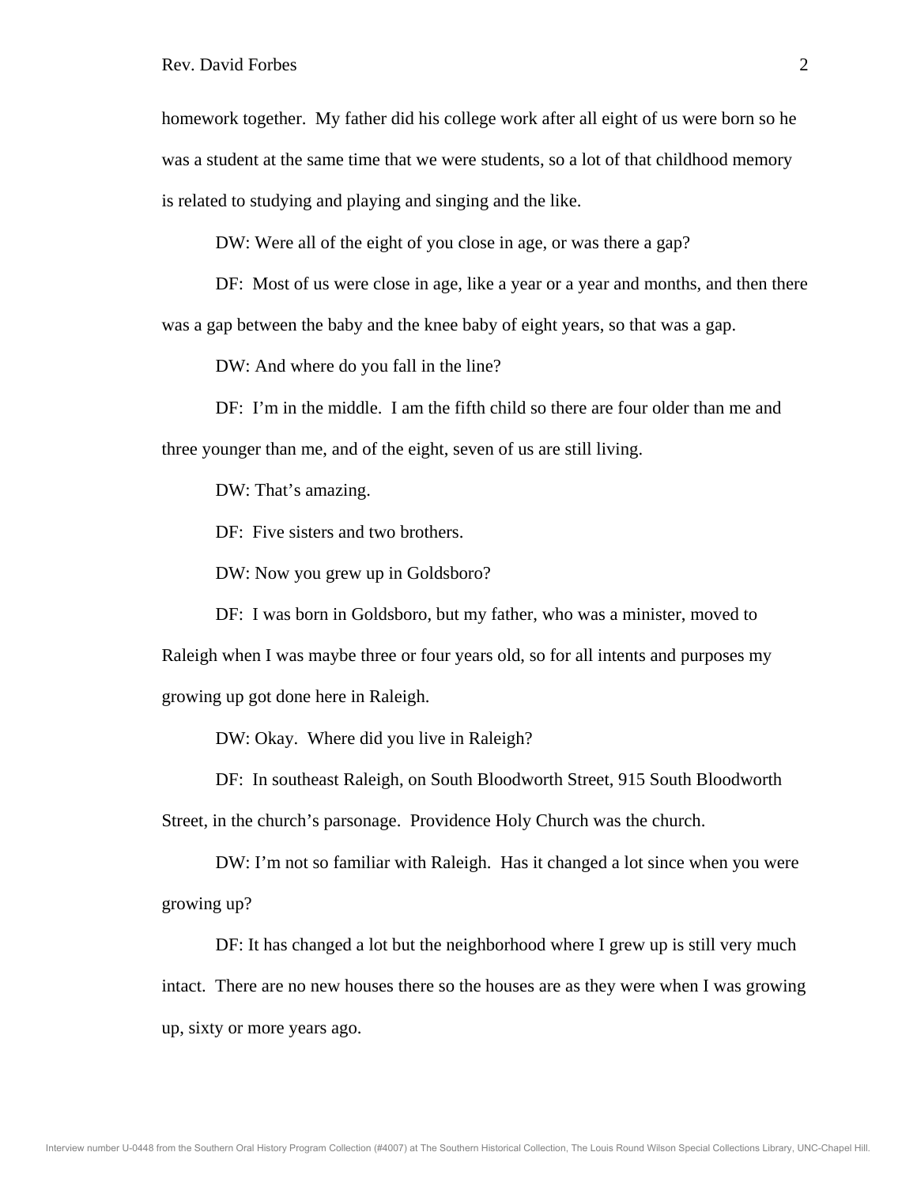homework together. My father did his college work after all eight of us were born so he was a student at the same time that we were students, so a lot of that childhood memory is related to studying and playing and singing and the like.

DW: Were all of the eight of you close in age, or was there a gap?

DF: Most of us were close in age, like a year or a year and months, and then there was a gap between the baby and the knee baby of eight years, so that was a gap.

DW: And where do you fall in the line?

DF: I'm in the middle. I am the fifth child so there are four older than me and three younger than me, and of the eight, seven of us are still living.

DW: That's amazing.

DF: Five sisters and two brothers.

DW: Now you grew up in Goldsboro?

DF: I was born in Goldsboro, but my father, who was a minister, moved to Raleigh when I was maybe three or four years old, so for all intents and purposes my growing up got done here in Raleigh.

DW: Okay. Where did you live in Raleigh?

DF: In southeast Raleigh, on South Bloodworth Street, 915 South Bloodworth Street, in the church's parsonage. Providence Holy Church was the church.

DW: I'm not so familiar with Raleigh. Has it changed a lot since when you were growing up?

DF: It has changed a lot but the neighborhood where I grew up is still very much intact. There are no new houses there so the houses are as they were when I was growing up, sixty or more years ago.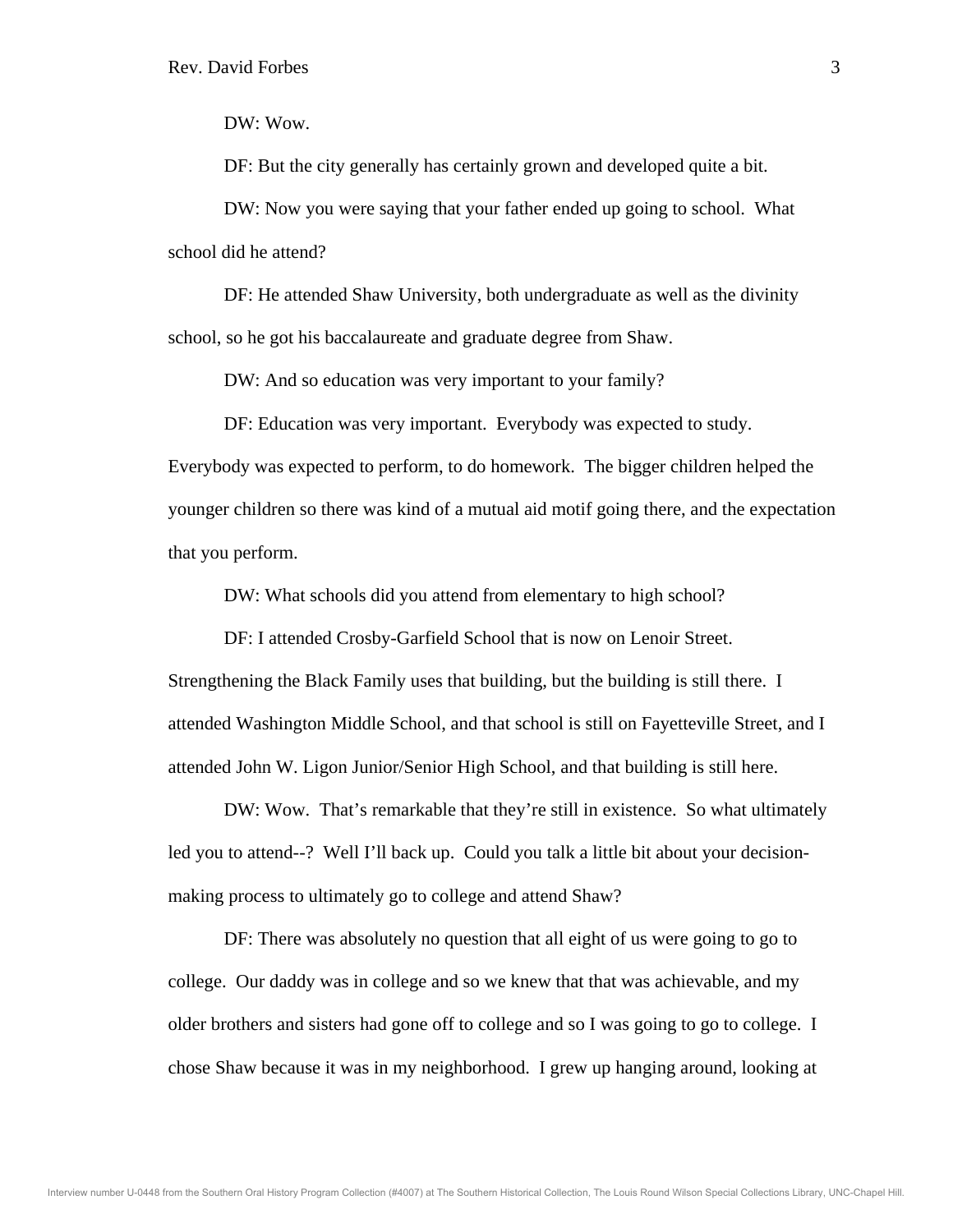DW: Wow.

DF: But the city generally has certainly grown and developed quite a bit.

DW: Now you were saying that your father ended up going to school. What school did he attend?

DF: He attended Shaw University, both undergraduate as well as the divinity school, so he got his baccalaureate and graduate degree from Shaw.

DW: And so education was very important to your family?

DF: Education was very important. Everybody was expected to study. Everybody was expected to perform, to do homework. The bigger children helped the younger children so there was kind of a mutual aid motif going there, and the expectation that you perform.

DW: What schools did you attend from elementary to high school?

DF: I attended Crosby-Garfield School that is now on Lenoir Street. Strengthening the Black Family uses that building, but the building is still there. I attended Washington Middle School, and that school is still on Fayetteville Street, and I attended John W. Ligon Junior/Senior High School, and that building is still here.

DW: Wow. That's remarkable that they're still in existence. So what ultimately led you to attend--? Well I'll back up. Could you talk a little bit about your decision-making process to ultimately go to college and attend Shaw?

DF: There was absolutely no question that all eight of us were going to go to college. Our daddy was in college and so we knew that that was achievable, and my older brothers and sisters had gone off to college and so I was going to go to college. I chose Shaw because it was in my neighborhood. I grew up hanging around, looking at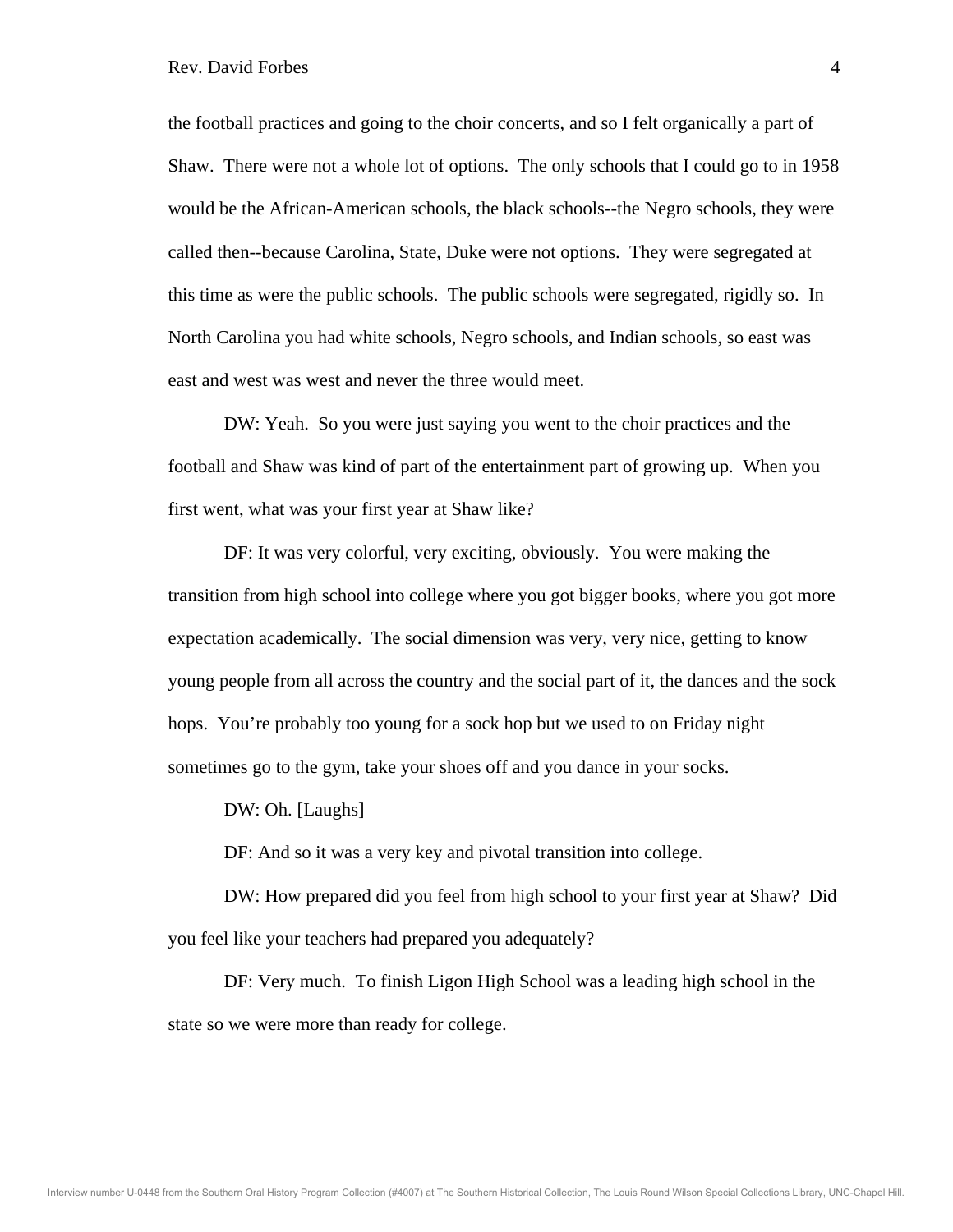the football practices and going to the choir concerts, and so I felt organically a part of Shaw. There were not a whole lot of options. The only schools that I could go to in 1958 would be the African-American schools, the black schools--the Negro schools, they were called then--because Carolina, State, Duke were not options. They were segregated at this time as were the public schools. The public schools were segregated, rigidly so. In North Carolina you had white schools, Negro schools, and Indian schools, so east was east and west was west and never the three would meet.

DW: Yeah. So you were just saying you went to the choir practices and the football and Shaw was kind of part of the entertainment part of growing up. When you first went, what was your first year at Shaw like?

DF: It was very colorful, very exciting, obviously. You were making the transition from high school into college where you got bigger books, where you got more expectation academically. The social dimension was very, very nice, getting to know young people from all across the country and the social part of it, the dances and the sock hops. You're probably too young for a sock hop but we used to on Friday night sometimes go to the gym, take your shoes off and you dance in your socks.

DW: Oh. [Laughs]

DF: And so it was a very key and pivotal transition into college.

DW: How prepared did you feel from high school to your first year at Shaw? Did you feel like your teachers had prepared you adequately?

DF: Very much. To finish Ligon High School was a leading high school in the state so we were more than ready for college.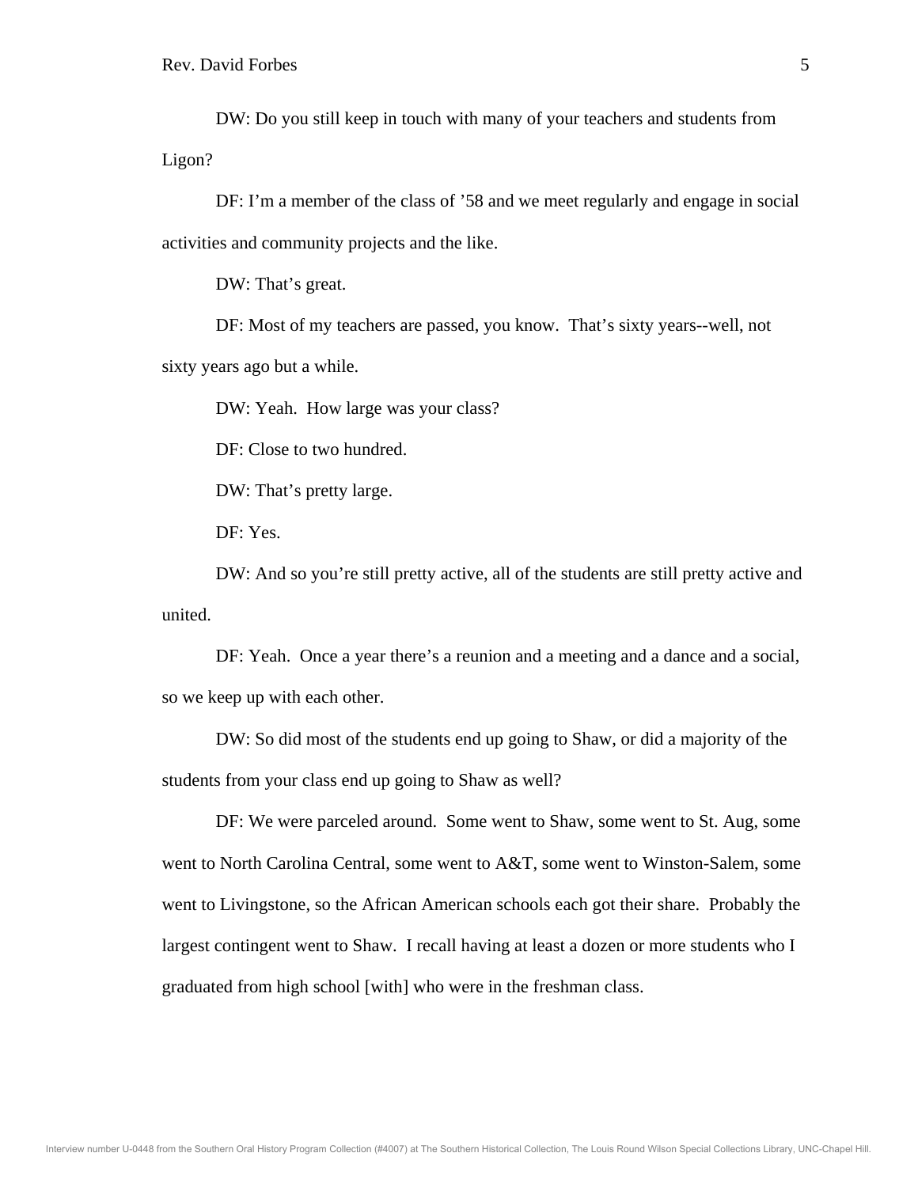DW: Do you still keep in touch with many of your teachers and students from Ligon?

DF: I'm a member of the class of '58 and we meet regularly and engage in social activities and community projects and the like.

DW: That's great.

DF: Most of my teachers are passed, you know. That's sixty years--well, not sixty years ago but a while.

DW: Yeah. How large was your class?

DF: Close to two hundred.

DW: That's pretty large.

DF: Yes.

DW: And so you're still pretty active, all of the students are still pretty active and united.

DF: Yeah. Once a year there's a reunion and a meeting and a dance and a social, so we keep up with each other.

DW: So did most of the students end up going to Shaw, or did a majority of the students from your class end up going to Shaw as well?

DF: We were parceled around. Some went to Shaw, some went to St. Aug, some went to North Carolina Central, some went to A&T, some went to Winston-Salem, some went to Livingstone, so the African American schools each got their share. Probably the largest contingent went to Shaw. I recall having at least a dozen or more students who I graduated from high school [with] who were in the freshman class.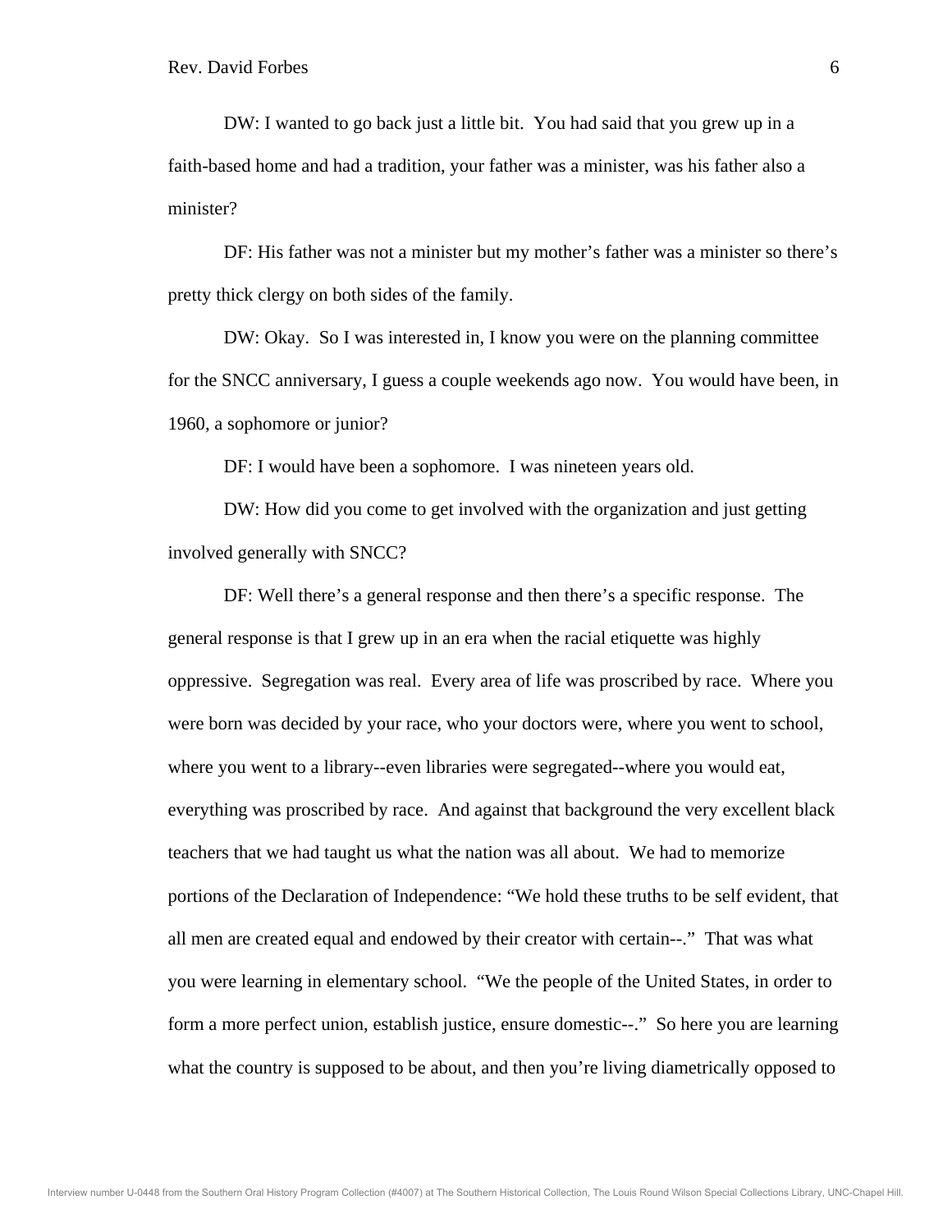DW: I wanted to go back just a little bit. You had said that you grew up in a faith-based home and had a tradition, your father was a minister, was his father also a minister?

DF: His father was not a minister but my mother's father was a minister so there's pretty thick clergy on both sides of the family.

DW: Okay. So I was interested in, I know you were on the planning committee for the SNCC anniversary, I guess a couple weekends ago now. You would have been, in 1960, a sophomore or junior?

DF: I would have been a sophomore. I was nineteen years old.

DW: How did you come to get involved with the organization and just getting involved generally with SNCC?

DF: Well there's a general response and then there's a specific response. The general response is that I grew up in an era when the racial etiquette was highly oppressive. Segregation was real. Every area of life was proscribed by race. Where you were born was decided by your race, who your doctors were, where you went to school, where you went to a library--even libraries were segregated--where you would eat, everything was proscribed by race. And against that background the very excellent black teachers that we had taught us what the nation was all about. We had to memorize portions of the Declaration of Independence: "We hold these truths to be self evident, that all men are created equal and endowed by their creator with certain--." That was what you were learning in elementary school. "We the people of the United States, in order to form a more perfect union, establish justice, ensure domestic--." So here you are learning what the country is supposed to be about, and then you're living diametrically opposed to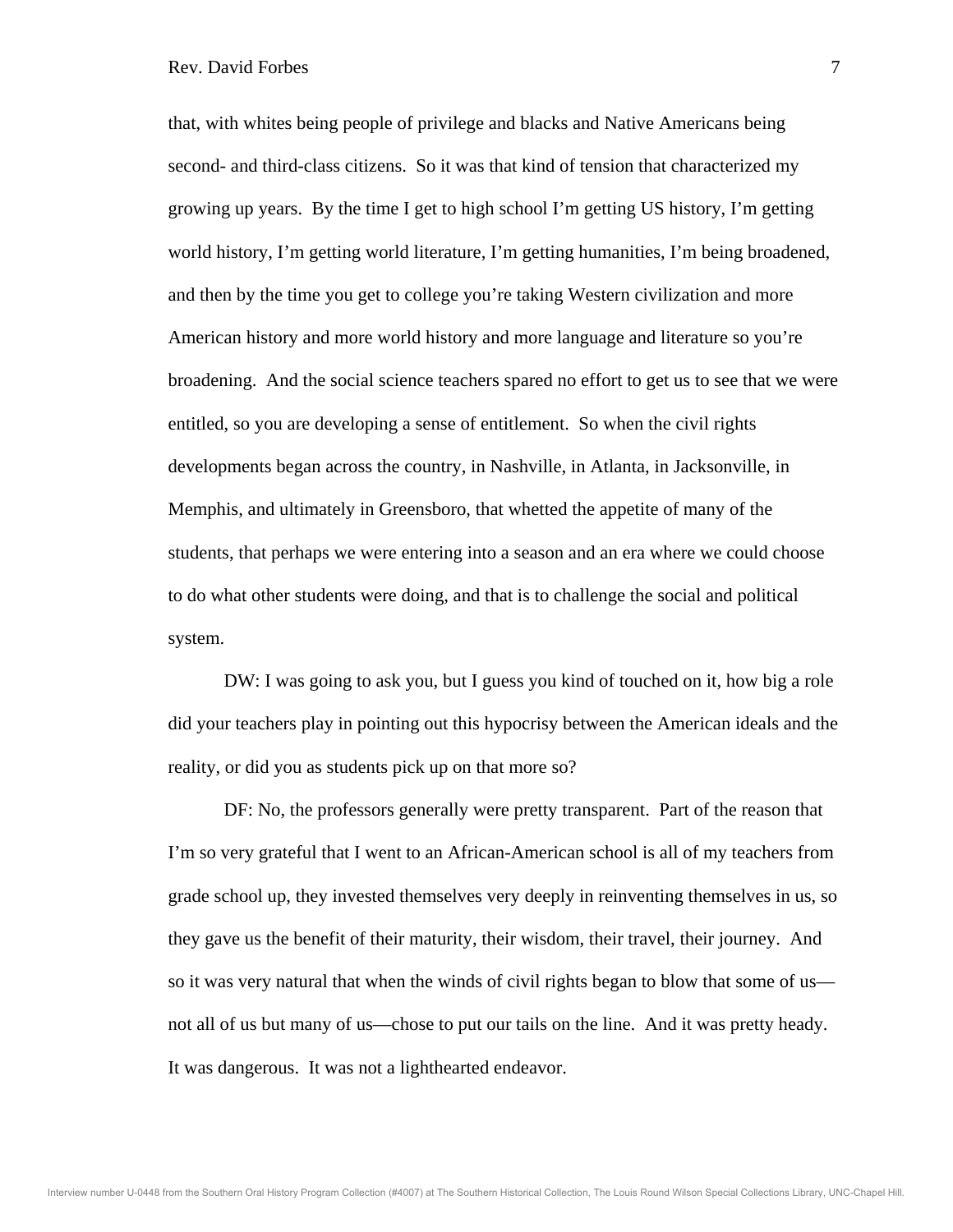that, with whites being people of privilege and blacks and Native Americans being second- and third-class citizens. So it was that kind of tension that characterized my growing up years. By the time I get to high school I'm getting US history, I'm getting world history, I'm getting world literature, I'm getting humanities, I'm being broadened, and then by the time you get to college you're taking Western civilization and more American history and more world history and more language and literature so you're broadening. And the social science teachers spared no effort to get us to see that we were entitled, so you are developing a sense of entitlement. So when the civil rights developments began across the country, in Nashville, in Atlanta, in Jacksonville, in Memphis, and ultimately in Greensboro, that whetted the appetite of many of the students, that perhaps we were entering into a season and an era where we could choose to do what other students were doing, and that is to challenge the social and political system.

DW: I was going to ask you, but I guess you kind of touched on it, how big a role did your teachers play in pointing out this hypocrisy between the American ideals and the reality, or did you as students pick up on that more so?

DF: No, the professors generally were pretty transparent. Part of the reason that I'm so very grateful that I went to an African-American school is all of my teachers from grade school up, they invested themselves very deeply in reinventing themselves in us, so they gave us the benefit of their maturity, their wisdom, their travel, their journey. And so it was very natural that when the winds of civil rights began to blow that some of us—not all of us but many of us—chose to put our tails on the line. And it was pretty heady. It was dangerous. It was not a lighthearted endeavor.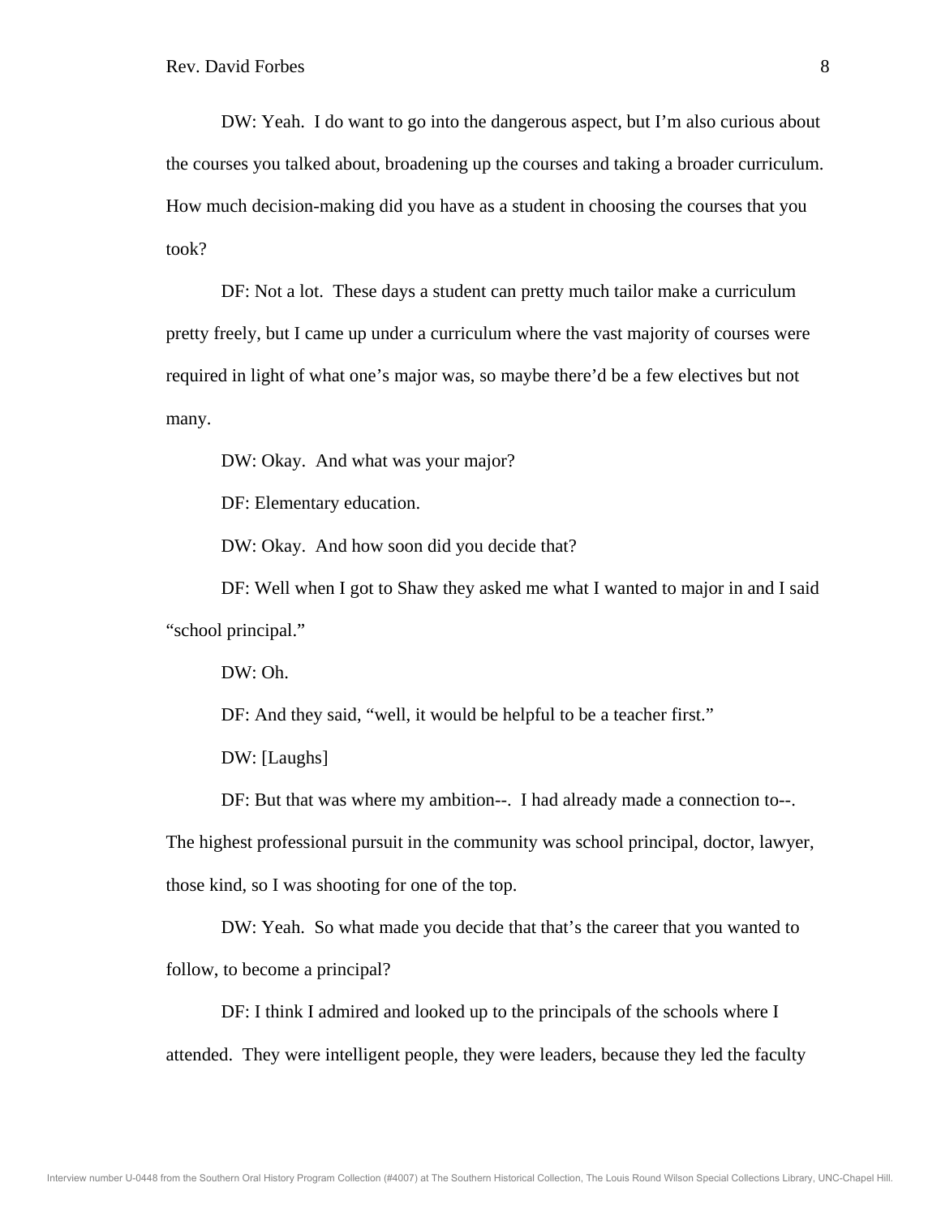DW: Yeah. I do want to go into the dangerous aspect, but I'm also curious about the courses you talked about, broadening up the courses and taking a broader curriculum. How much decision-making did you have as a student in choosing the courses that you took?

DF: Not a lot. These days a student can pretty much tailor make a curriculum pretty freely, but I came up under a curriculum where the vast majority of courses were required in light of what one's major was, so maybe there'd be a few electives but not many.

DW: Okay. And what was your major?

DF: Elementary education.

DW: Okay. And how soon did you decide that?

DF: Well when I got to Shaw they asked me what I wanted to major in and I said "school principal."

DW: Oh.

DF: And they said, "well, it would be helpful to be a teacher first."

DW: [Laughs]

DF: But that was where my ambition--. I had already made a connection to--. The highest professional pursuit in the community was school principal, doctor, lawyer, those kind, so I was shooting for one of the top.

DW: Yeah. So what made you decide that that's the career that you wanted to follow, to become a principal?

DF: I think I admired and looked up to the principals of the schools where I attended. They were intelligent people, they were leaders, because they led the faculty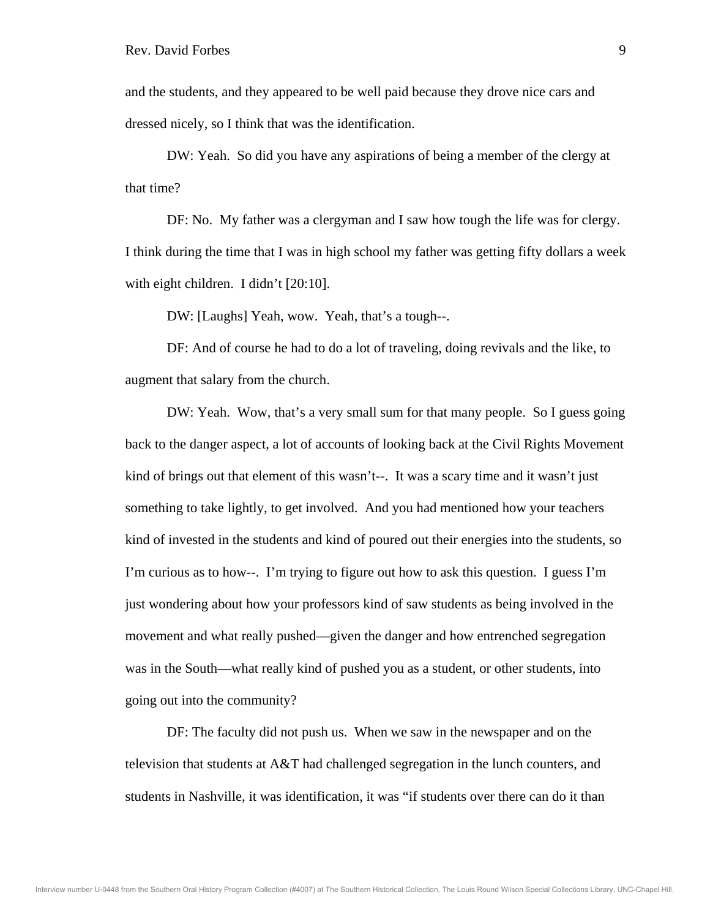and the students, and they appeared to be well paid because they drove nice cars and dressed nicely, so I think that was the identification.

DW: Yeah. So did you have any aspirations of being a member of the clergy at that time?

DF: No. My father was a clergyman and I saw how tough the life was for clergy. I think during the time that I was in high school my father was getting fifty dollars a week with eight children. I didn't [20:10].

DW: [Laughs] Yeah, wow. Yeah, that's a tough--.

DF: And of course he had to do a lot of traveling, doing revivals and the like, to augment that salary from the church.

DW: Yeah. Wow, that's a very small sum for that many people. So I guess going back to the danger aspect, a lot of accounts of looking back at the Civil Rights Movement kind of brings out that element of this wasn't--. It was a scary time and it wasn't just something to take lightly, to get involved. And you had mentioned how your teachers kind of invested in the students and kind of poured out their energies into the students, so I'm curious as to how--. I'm trying to figure out how to ask this question. I guess I'm just wondering about how your professors kind of saw students as being involved in the movement and what really pushed—given the danger and how entrenched segregation was in the South—what really kind of pushed you as a student, or other students, into going out into the community?

DF: The faculty did not push us. When we saw in the newspaper and on the television that students at A&T had challenged segregation in the lunch counters, and students in Nashville, it was identification, it was "if students over there can do it than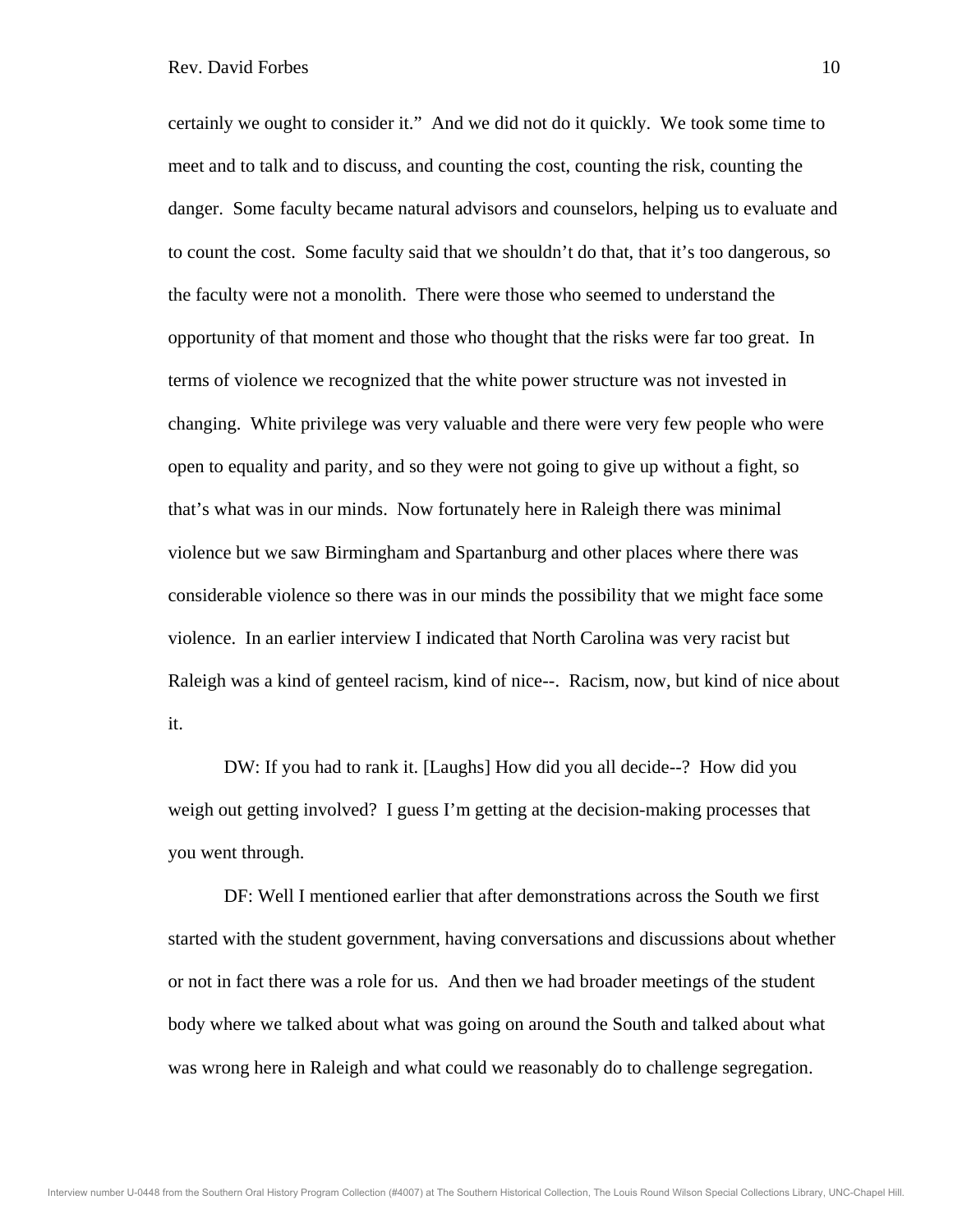certainly we ought to consider it." And we did not do it quickly. We took some time to meet and to talk and to discuss, and counting the cost, counting the risk, counting the danger. Some faculty became natural advisors and counselors, helping us to evaluate and to count the cost. Some faculty said that we shouldn't do that, that it's too dangerous, so the faculty were not a monolith. There were those who seemed to understand the opportunity of that moment and those who thought that the risks were far too great. In terms of violence we recognized that the white power structure was not invested in changing. White privilege was very valuable and there were very few people who were open to equality and parity, and so they were not going to give up without a fight, so that's what was in our minds. Now fortunately here in Raleigh there was minimal violence but we saw Birmingham and Spartanburg and other places where there was considerable violence so there was in our minds the possibility that we might face some violence. In an earlier interview I indicated that North Carolina was very racist but Raleigh was a kind of genteel racism, kind of nice--. Racism, now, but kind of nice about it.

DW: If you had to rank it. [Laughs] How did you all decide--? How did you weigh out getting involved? I guess I'm getting at the decision-making processes that you went through.

DF: Well I mentioned earlier that after demonstrations across the South we first started with the student government, having conversations and discussions about whether or not in fact there was a role for us. And then we had broader meetings of the student body where we talked about what was going on around the South and talked about what was wrong here in Raleigh and what could we reasonably do to challenge segregation.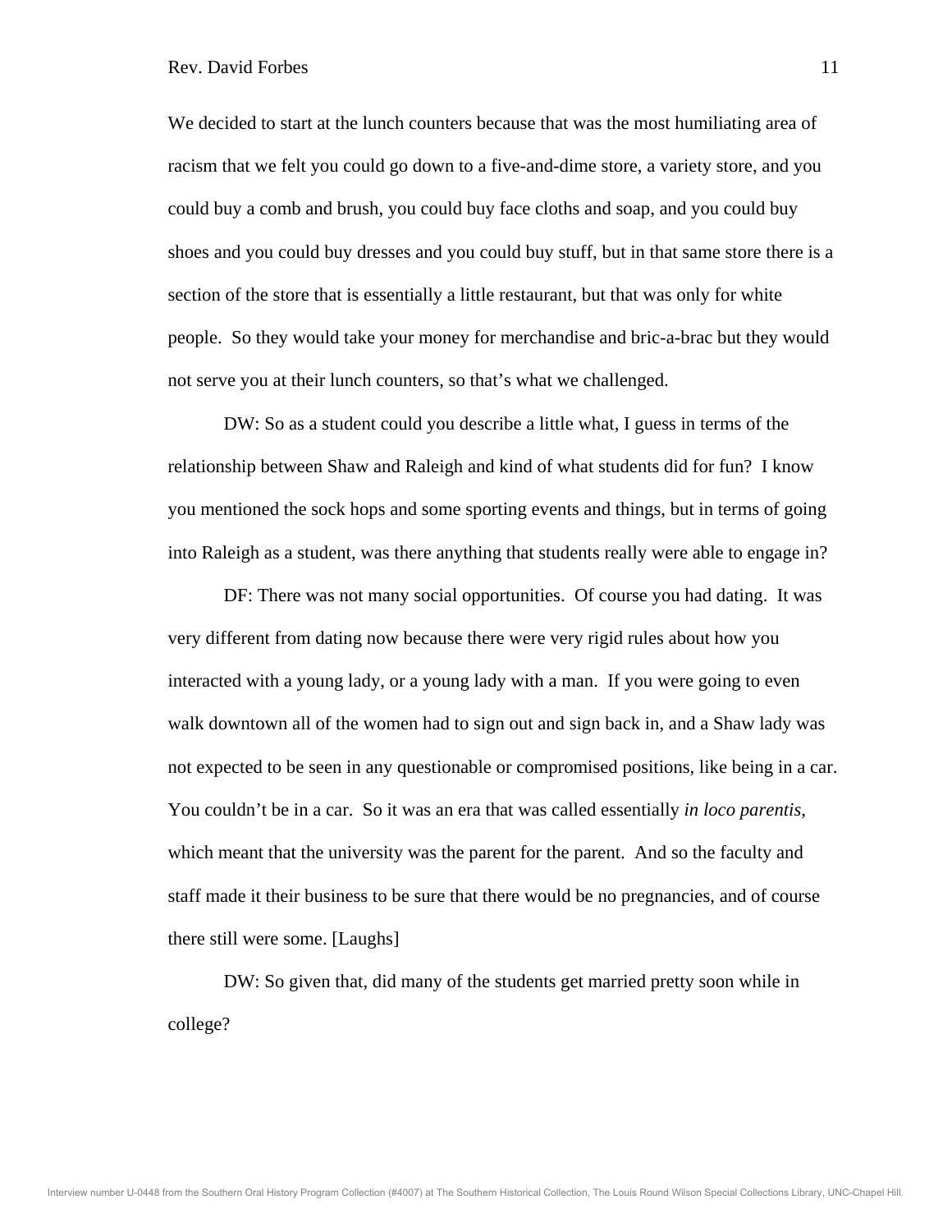We decided to start at the lunch counters because that was the most humiliating area of racism that we felt you could go down to a five-and-dime store, a variety store, and you could buy a comb and brush, you could buy face cloths and soap, and you could buy shoes and you could buy dresses and you could buy stuff, but in that same store there is a section of the store that is essentially a little restaurant, but that was only for white people. So they would take your money for merchandise and bric-a-brac but they would not serve you at their lunch counters, so that's what we challenged.

DW: So as a student could you describe a little what, I guess in terms of the relationship between Shaw and Raleigh and kind of what students did for fun? I know you mentioned the sock hops and some sporting events and things, but in terms of going into Raleigh as a student, was there anything that students really were able to engage in?

DF: There was not many social opportunities. Of course you had dating. It was very different from dating now because there were very rigid rules about how you interacted with a young lady, or a young lady with a man. If you were going to even walk downtown all of the women had to sign out and sign back in, and a Shaw lady was not expected to be seen in any questionable or compromised positions, like being in a car. You couldn't be in a car. So it was an era that was called essentially *in loco parentis*, which meant that the university was the parent for the parent. And so the faculty and staff made it their business to be sure that there would be no pregnancies, and of course there still were some. [Laughs]

DW: So given that, did many of the students get married pretty soon while in college?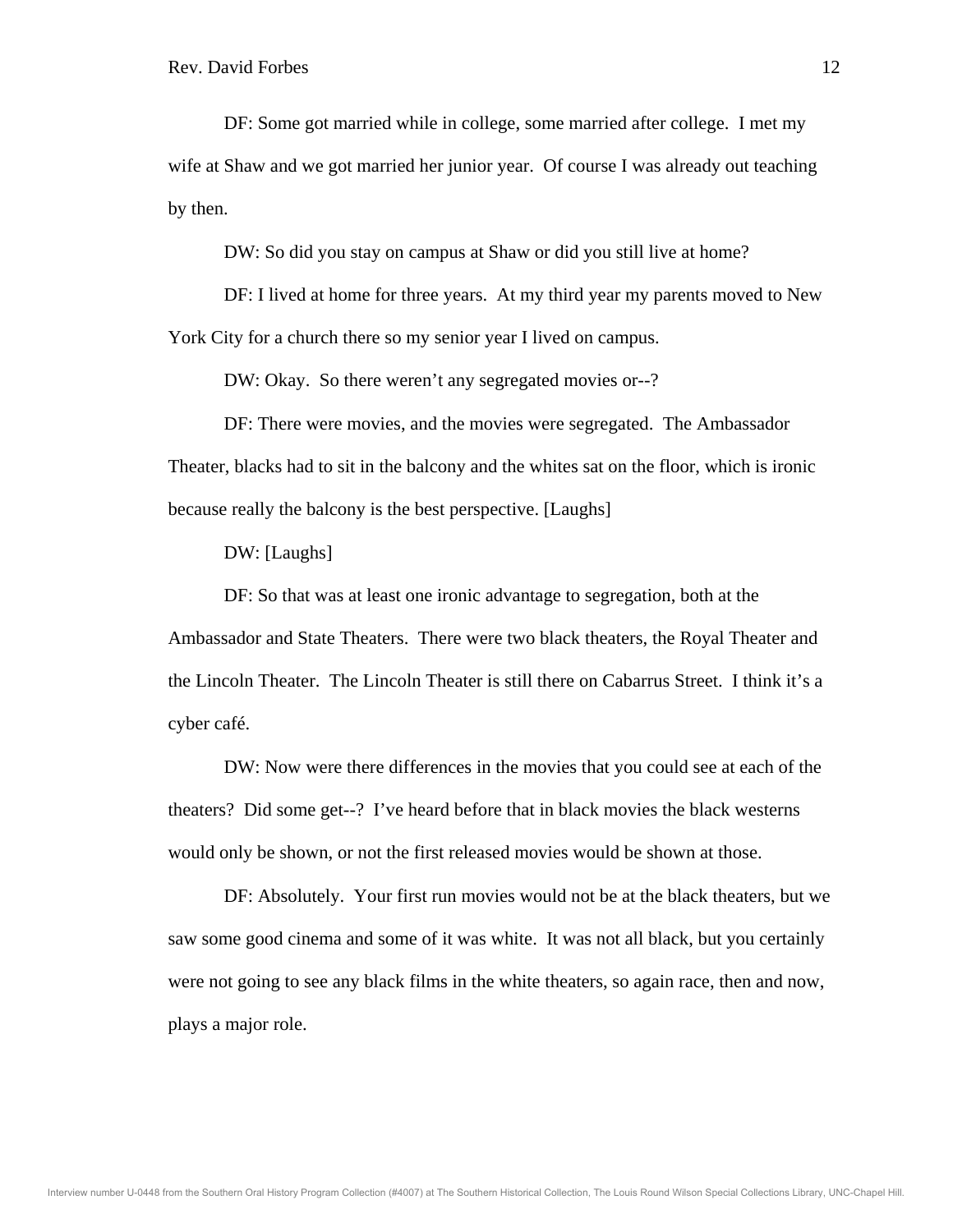DF: Some got married while in college, some married after college. I met my wife at Shaw and we got married her junior year. Of course I was already out teaching by then.

DW: So did you stay on campus at Shaw or did you still live at home?

DF: I lived at home for three years. At my third year my parents moved to New York City for a church there so my senior year I lived on campus.

DW: Okay. So there weren't any segregated movies or--?

DF: There were movies, and the movies were segregated. The Ambassador Theater, blacks had to sit in the balcony and the whites sat on the floor, which is ironic because really the balcony is the best perspective. [Laughs]

DW: [Laughs]

DF: So that was at least one ironic advantage to segregation, both at the Ambassador and State Theaters. There were two black theaters, the Royal Theater and the Lincoln Theater. The Lincoln Theater is still there on Cabarrus Street. I think it's a cyber café.

DW: Now were there differences in the movies that you could see at each of the theaters? Did some get--? I've heard before that in black movies the black westerns would only be shown, or not the first released movies would be shown at those.

DF: Absolutely. Your first run movies would not be at the black theaters, but we saw some good cinema and some of it was white. It was not all black, but you certainly were not going to see any black films in the white theaters, so again race, then and now, plays a major role.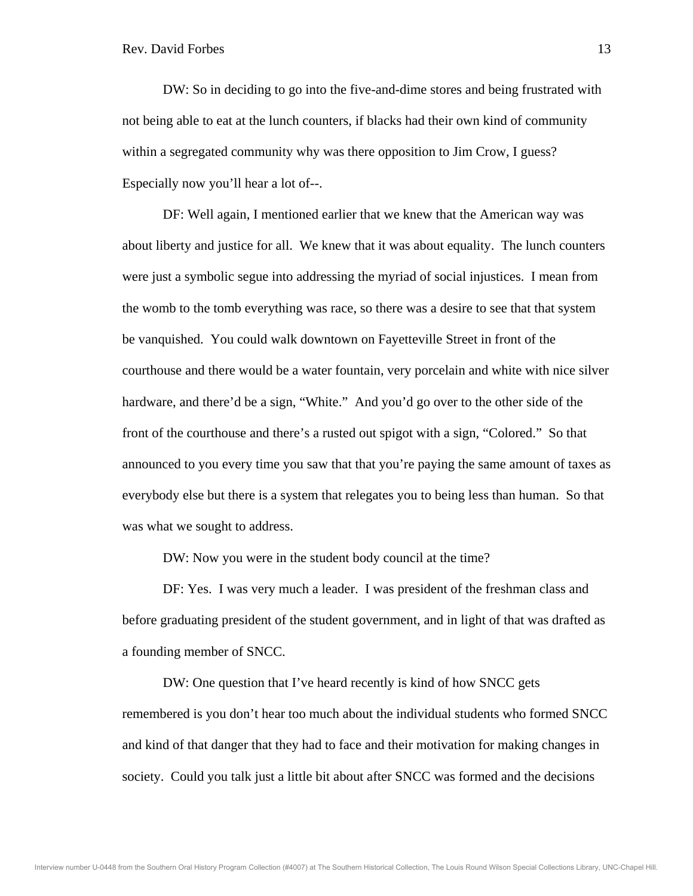DW: So in deciding to go into the five-and-dime stores and being frustrated with not being able to eat at the lunch counters, if blacks had their own kind of community within a segregated community why was there opposition to Jim Crow, I guess? Especially now you'll hear a lot of--.

DF: Well again, I mentioned earlier that we knew that the American way was about liberty and justice for all. We knew that it was about equality. The lunch counters were just a symbolic segue into addressing the myriad of social injustices. I mean from the womb to the tomb everything was race, so there was a desire to see that that system be vanquished. You could walk downtown on Fayetteville Street in front of the courthouse and there would be a water fountain, very porcelain and white with nice silver hardware, and there'd be a sign, "White." And you'd go over to the other side of the front of the courthouse and there's a rusted out spigot with a sign, "Colored." So that announced to you every time you saw that that you're paying the same amount of taxes as everybody else but there is a system that relegates you to being less than human. So that was what we sought to address.

DW: Now you were in the student body council at the time?

DF: Yes. I was very much a leader. I was president of the freshman class and before graduating president of the student government, and in light of that was drafted as a founding member of SNCC.

DW: One question that I've heard recently is kind of how SNCC gets remembered is you don't hear too much about the individual students who formed SNCC and kind of that danger that they had to face and their motivation for making changes in society. Could you talk just a little bit about after SNCC was formed and the decisions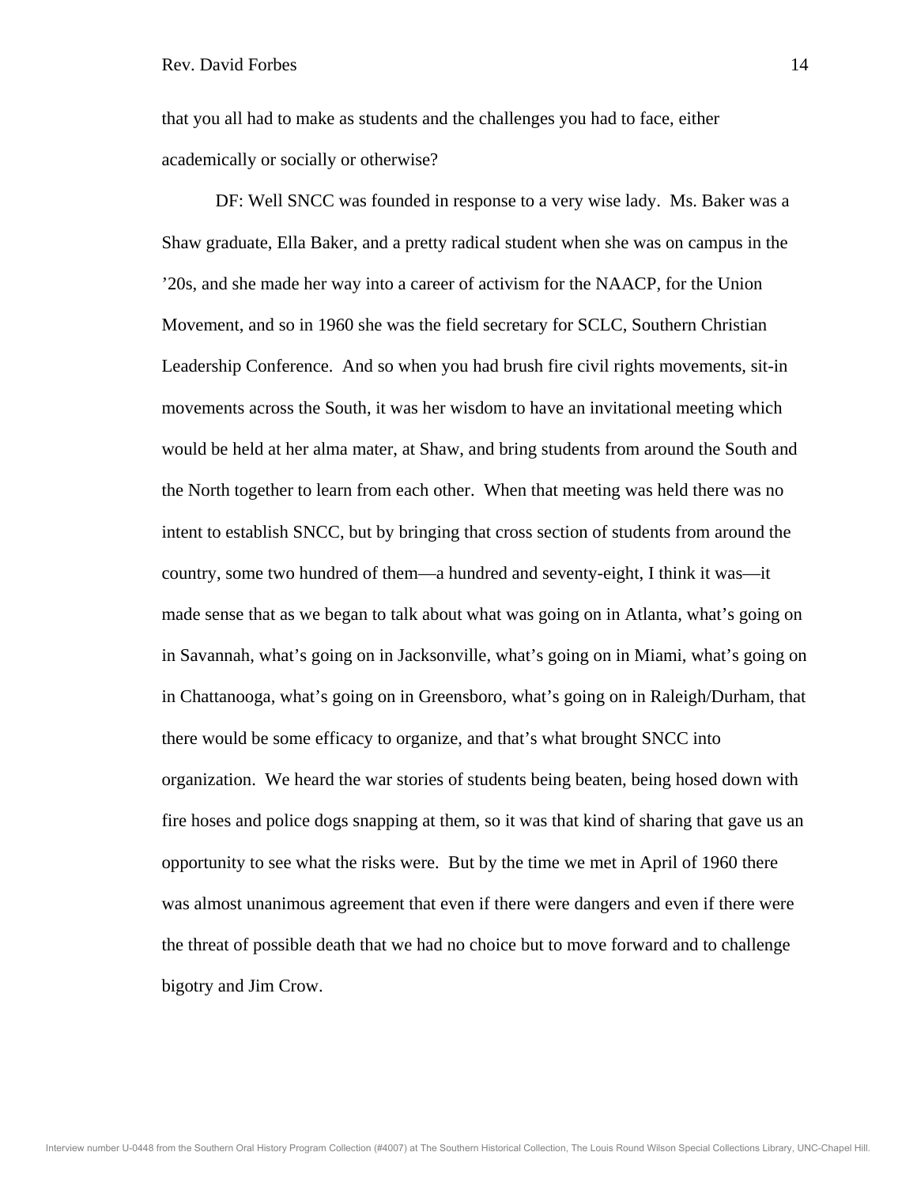that you all had to make as students and the challenges you had to face, either academically or socially or otherwise?

DF: Well SNCC was founded in response to a very wise lady. Ms. Baker was a Shaw graduate, Ella Baker, and a pretty radical student when she was on campus in the ’20s, and she made her way into a career of activism for the NAACP, for the Union Movement, and so in 1960 she was the field secretary for SCLC, Southern Christian Leadership Conference. And so when you had brush fire civil rights movements, sit-in movements across the South, it was her wisdom to have an invitational meeting which would be held at her alma mater, at Shaw, and bring students from around the South and the North together to learn from each other. When that meeting was held there was no intent to establish SNCC, but by bringing that cross section of students from around the country, some two hundred of them—a hundred and seventy-eight, I think it was—it made sense that as we began to talk about what was going on in Atlanta, what’s going on in Savannah, what’s going on in Jacksonville, what’s going on in Miami, what’s going on in Chattanooga, what’s going on in Greensboro, what’s going on in Raleigh/Durham, that there would be some efficacy to organize, and that’s what brought SNCC into organization. We heard the war stories of students being beaten, being hosed down with fire hoses and police dogs snapping at them, so it was that kind of sharing that gave us an opportunity to see what the risks were. But by the time we met in April of 1960 there was almost unanimous agreement that even if there were dangers and even if there were the threat of possible death that we had no choice but to move forward and to challenge bigotry and Jim Crow.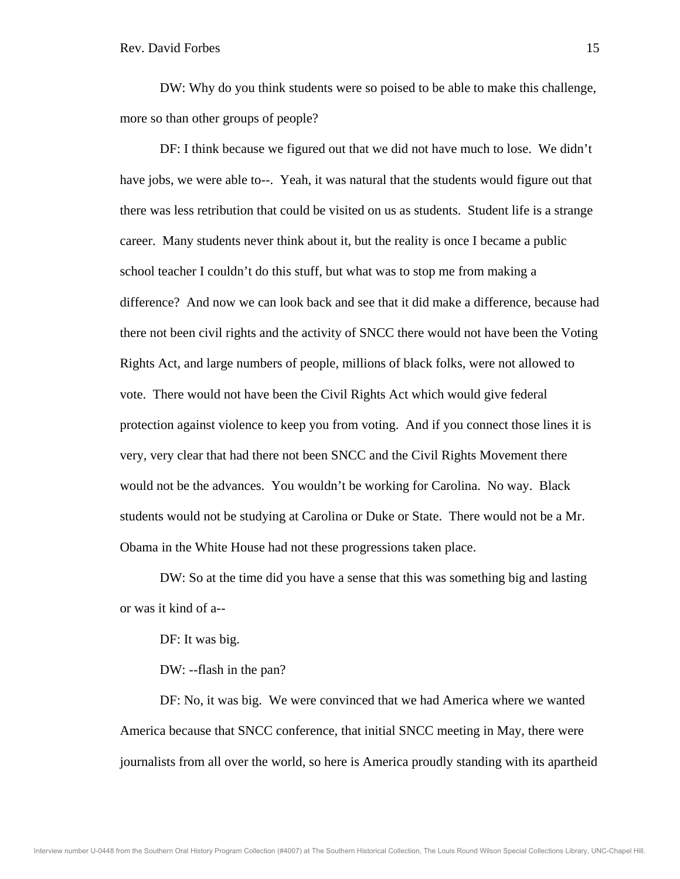DW: Why do you think students were so poised to be able to make this challenge, more so than other groups of people?

DF: I think because we figured out that we did not have much to lose. We didn't have jobs, we were able to--. Yeah, it was natural that the students would figure out that there was less retribution that could be visited on us as students. Student life is a strange career. Many students never think about it, but the reality is once I became a public school teacher I couldn't do this stuff, but what was to stop me from making a difference? And now we can look back and see that it did make a difference, because had there not been civil rights and the activity of SNCC there would not have been the Voting Rights Act, and large numbers of people, millions of black folks, were not allowed to vote. There would not have been the Civil Rights Act which would give federal protection against violence to keep you from voting. And if you connect those lines it is very, very clear that had there not been SNCC and the Civil Rights Movement there would not be the advances. You wouldn't be working for Carolina. No way. Black students would not be studying at Carolina or Duke or State. There would not be a Mr. Obama in the White House had not these progressions taken place.

DW: So at the time did you have a sense that this was something big and lasting or was it kind of a--

DF: It was big.

DW: --flash in the pan?

DF: No, it was big. We were convinced that we had America where we wanted America because that SNCC conference, that initial SNCC meeting in May, there were journalists from all over the world, so here is America proudly standing with its apartheid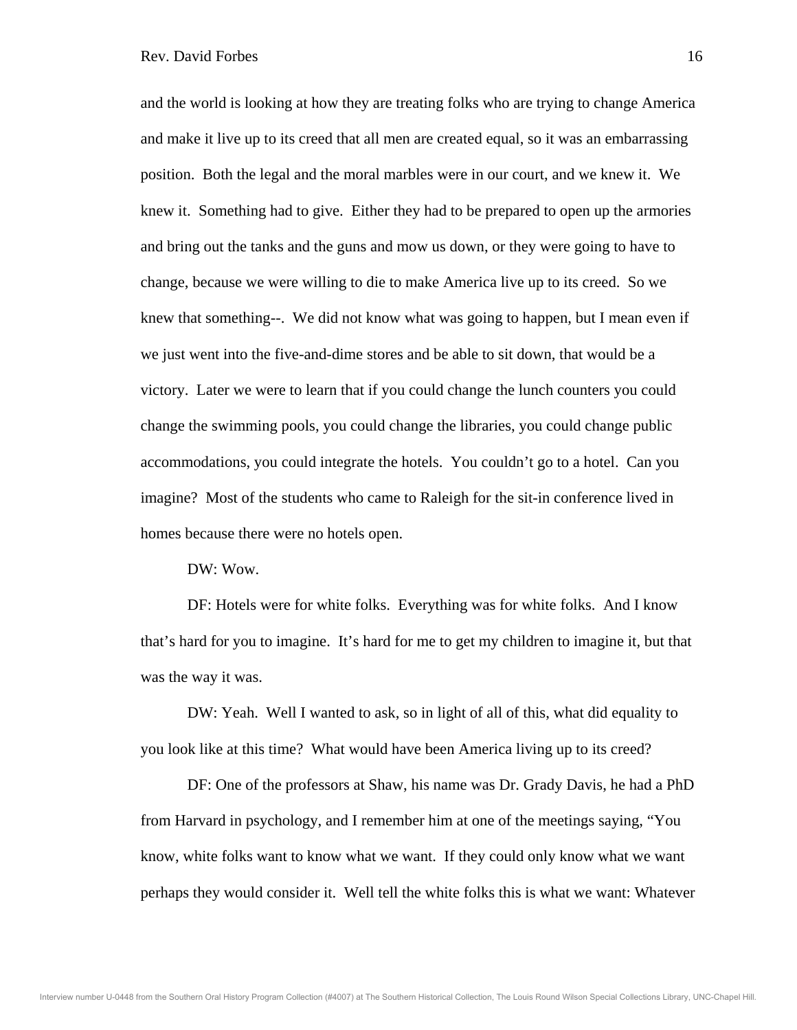and the world is looking at how they are treating folks who are trying to change America and make it live up to its creed that all men are created equal, so it was an embarrassing position. Both the legal and the moral marbles were in our court, and we knew it. We knew it. Something had to give. Either they had to be prepared to open up the armories and bring out the tanks and the guns and mow us down, or they were going to have to change, because we were willing to die to make America live up to its creed. So we knew that something--. We did not know what was going to happen, but I mean even if we just went into the five-and-dime stores and be able to sit down, that would be a victory. Later we were to learn that if you could change the lunch counters you could change the swimming pools, you could change the libraries, you could change public accommodations, you could integrate the hotels. You couldn't go to a hotel. Can you imagine? Most of the students who came to Raleigh for the sit-in conference lived in homes because there were no hotels open.

DW: Wow.

DF: Hotels were for white folks. Everything was for white folks. And I know that's hard for you to imagine. It's hard for me to get my children to imagine it, but that was the way it was.

DW: Yeah. Well I wanted to ask, so in light of all of this, what did equality to you look like at this time? What would have been America living up to its creed?

DF: One of the professors at Shaw, his name was Dr. Grady Davis, he had a PhD from Harvard in psychology, and I remember him at one of the meetings saying, "You know, white folks want to know what we want. If they could only know what we want perhaps they would consider it. Well tell the white folks this is what we want: Whatever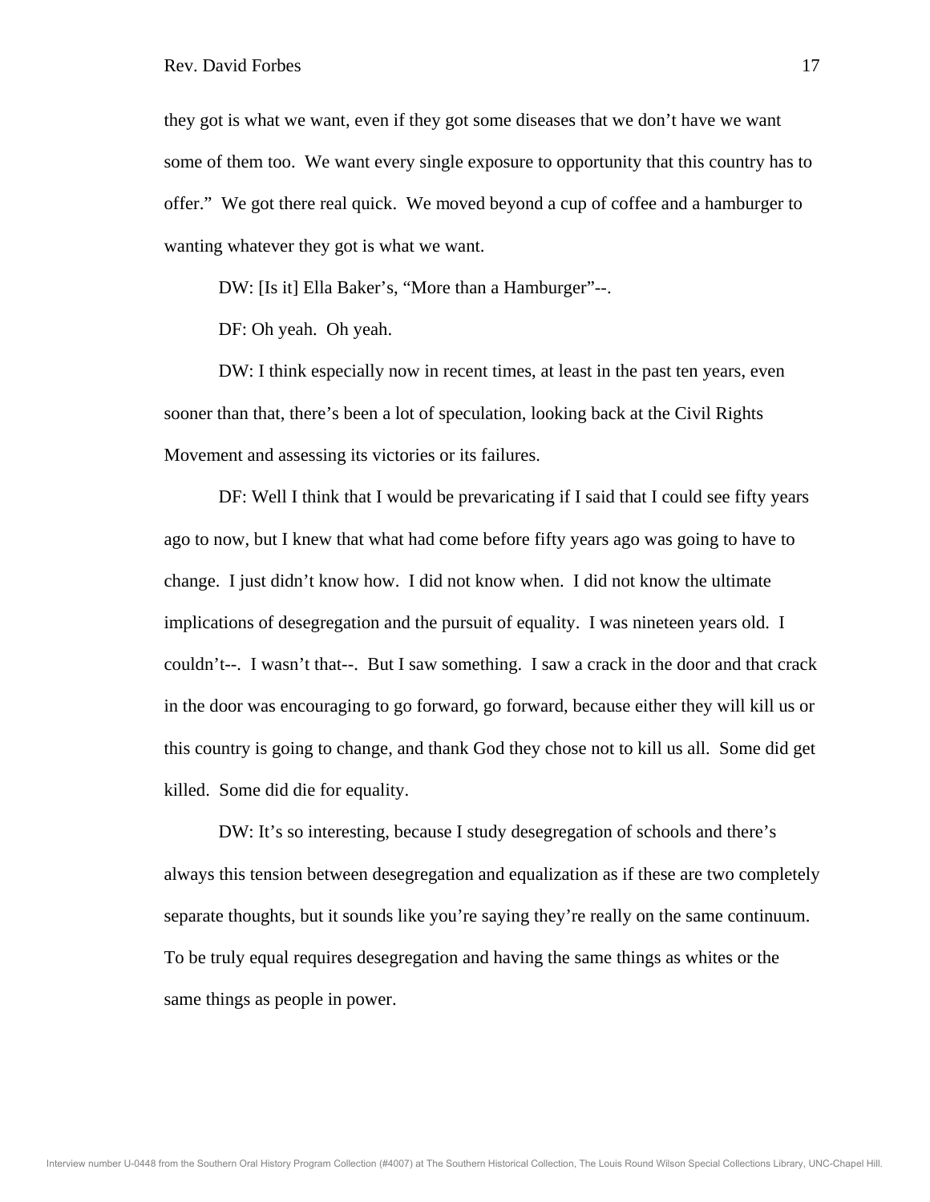they got is what we want, even if they got some diseases that we don't have we want some of them too. We want every single exposure to opportunity that this country has to offer." We got there real quick. We moved beyond a cup of coffee and a hamburger to wanting whatever they got is what we want.

DW: [Is it] Ella Baker's, "More than a Hamburger"--.

DF: Oh yeah. Oh yeah.

DW: I think especially now in recent times, at least in the past ten years, even sooner than that, there's been a lot of speculation, looking back at the Civil Rights Movement and assessing its victories or its failures.

DF: Well I think that I would be prevaricating if I said that I could see fifty years ago to now, but I knew that what had come before fifty years ago was going to have to change. I just didn't know how. I did not know when. I did not know the ultimate implications of desegregation and the pursuit of equality. I was nineteen years old. I couldn't--. I wasn't that--. But I saw something. I saw a crack in the door and that crack in the door was encouraging to go forward, go forward, because either they will kill us or this country is going to change, and thank God they chose not to kill us all. Some did get killed. Some did die for equality.

DW: It's so interesting, because I study desegregation of schools and there's always this tension between desegregation and equalization as if these are two completely separate thoughts, but it sounds like you're saying they're really on the same continuum. To be truly equal requires desegregation and having the same things as whites or the same things as people in power.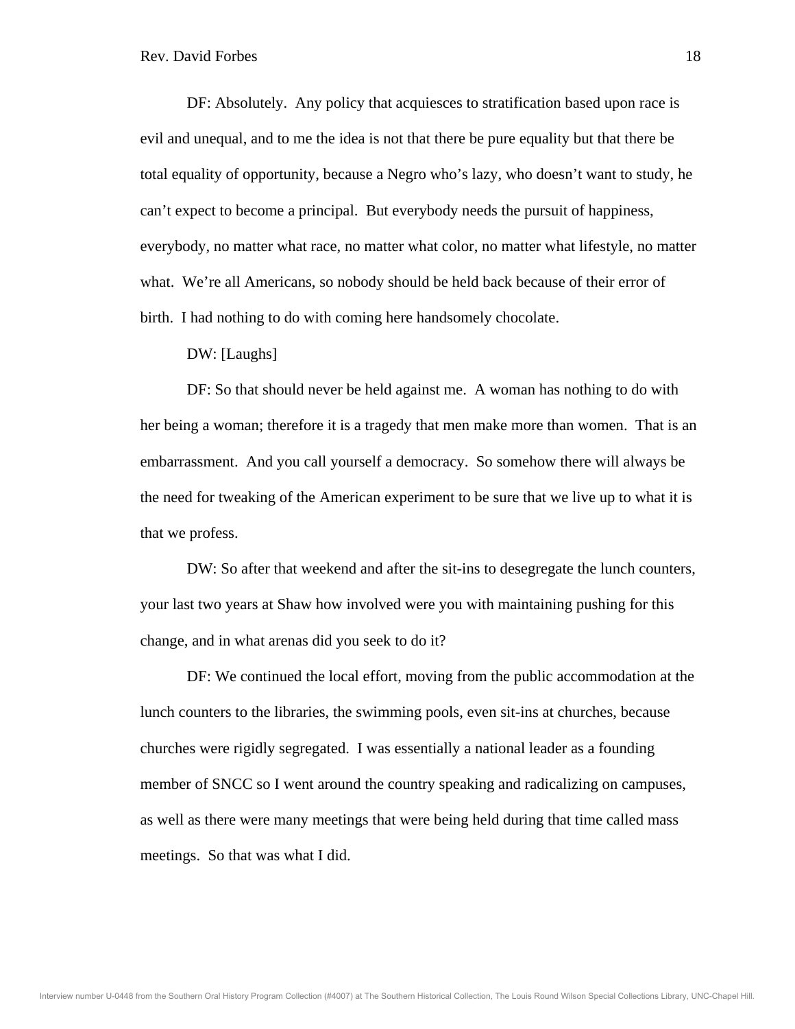DF: Absolutely. Any policy that acquiesces to stratification based upon race is evil and unequal, and to me the idea is not that there be pure equality but that there be total equality of opportunity, because a Negro who's lazy, who doesn't want to study, he can't expect to become a principal. But everybody needs the pursuit of happiness, everybody, no matter what race, no matter what color, no matter what lifestyle, no matter what. We're all Americans, so nobody should be held back because of their error of birth. I had nothing to do with coming here handsomely chocolate.

DW: [Laughs]

DF: So that should never be held against me. A woman has nothing to do with her being a woman; therefore it is a tragedy that men make more than women. That is an embarrassment. And you call yourself a democracy. So somehow there will always be the need for tweaking of the American experiment to be sure that we live up to what it is that we profess.

DW: So after that weekend and after the sit-ins to desegregate the lunch counters, your last two years at Shaw how involved were you with maintaining pushing for this change, and in what arenas did you seek to do it?

DF: We continued the local effort, moving from the public accommodation at the lunch counters to the libraries, the swimming pools, even sit-ins at churches, because churches were rigidly segregated. I was essentially a national leader as a founding member of SNCC so I went around the country speaking and radicalizing on campuses, as well as there were many meetings that were being held during that time called mass meetings. So that was what I did.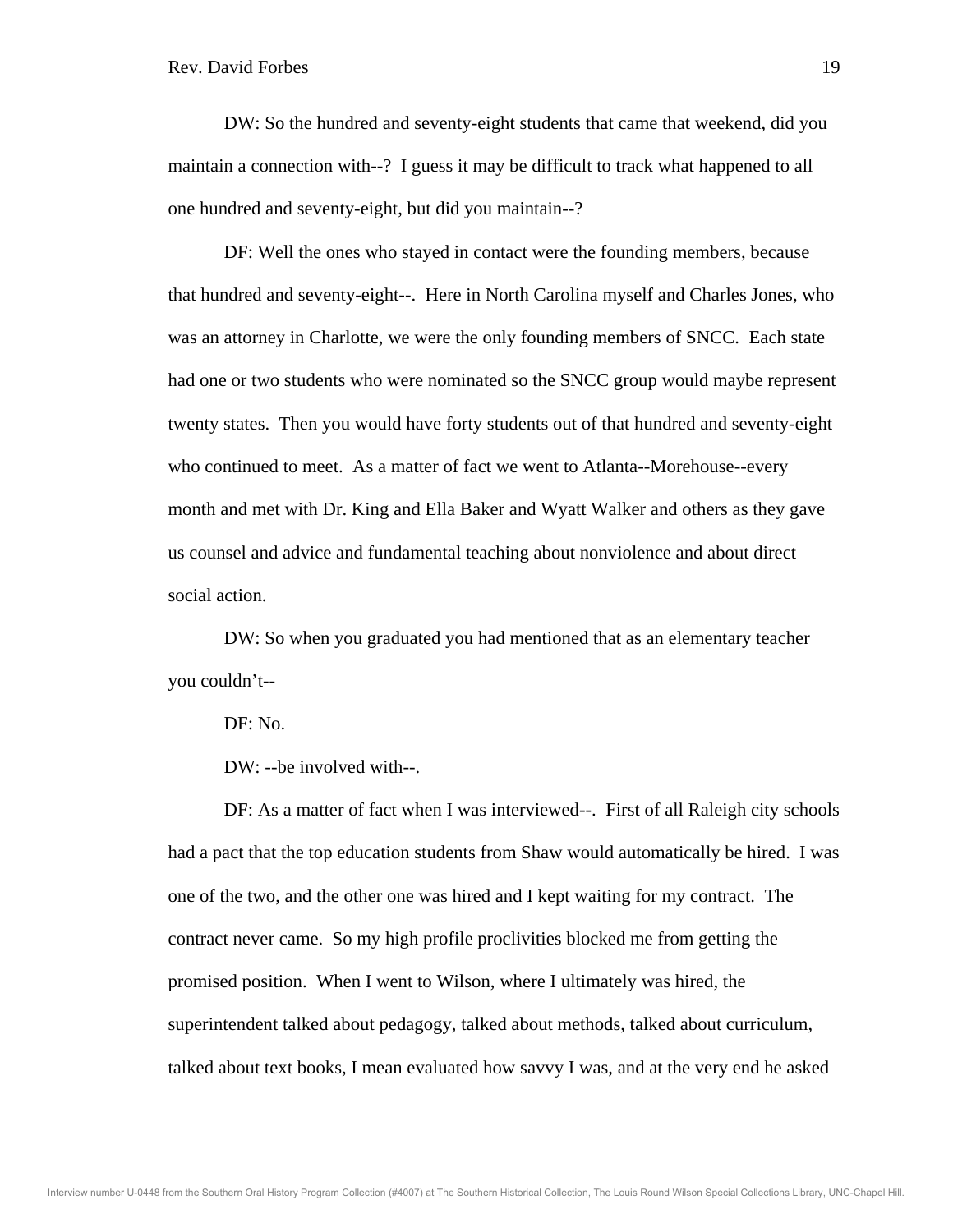DW: So the hundred and seventy-eight students that came that weekend, did you maintain a connection with--? I guess it may be difficult to track what happened to all one hundred and seventy-eight, but did you maintain--?

DF: Well the ones who stayed in contact were the founding members, because that hundred and seventy-eight--. Here in North Carolina myself and Charles Jones, who was an attorney in Charlotte, we were the only founding members of SNCC. Each state had one or two students who were nominated so the SNCC group would maybe represent twenty states. Then you would have forty students out of that hundred and seventy-eight who continued to meet. As a matter of fact we went to Atlanta--Morehouse--every month and met with Dr. King and Ella Baker and Wyatt Walker and others as they gave us counsel and advice and fundamental teaching about nonviolence and about direct social action.

DW: So when you graduated you had mentioned that as an elementary teacher you couldn't--

DF: No.

DW: --be involved with--.

DF: As a matter of fact when I was interviewed--. First of all Raleigh city schools had a pact that the top education students from Shaw would automatically be hired. I was one of the two, and the other one was hired and I kept waiting for my contract. The contract never came. So my high profile proclivities blocked me from getting the promised position. When I went to Wilson, where I ultimately was hired, the superintendent talked about pedagogy, talked about methods, talked about curriculum, talked about text books, I mean evaluated how savvy I was, and at the very end he asked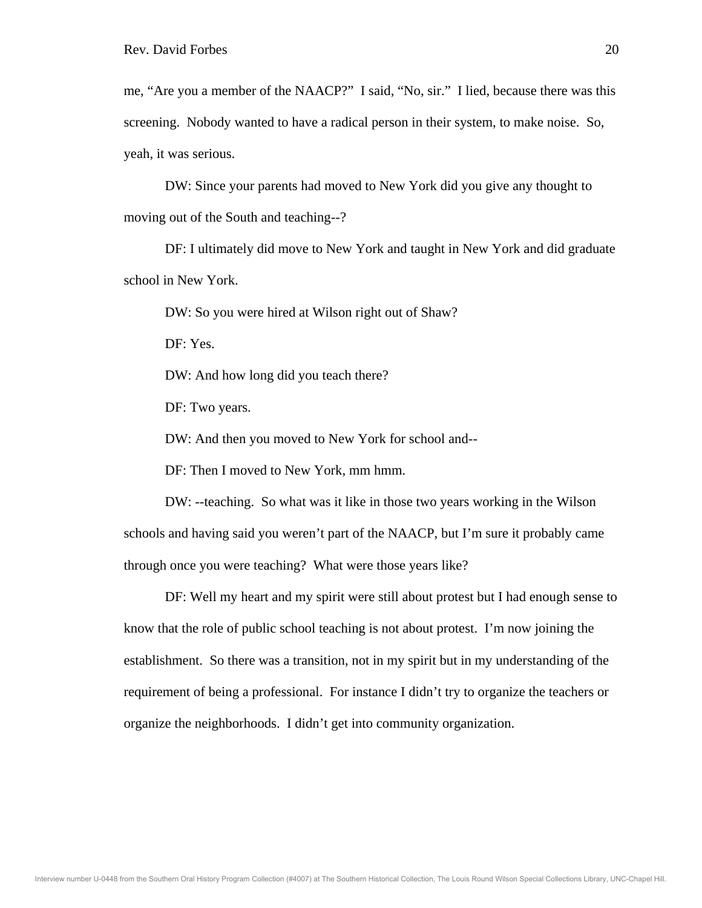me, "Are you a member of the NAACP?" I said, "No, sir." I lied, because there was this screening. Nobody wanted to have a radical person in their system, to make noise. So, yeah, it was serious.

DW: Since your parents had moved to New York did you give any thought to moving out of the South and teaching--?

DF: I ultimately did move to New York and taught in New York and did graduate school in New York.

DW: So you were hired at Wilson right out of Shaw?

DF: Yes.

DW: And how long did you teach there?

DF: Two years.

DW: And then you moved to New York for school and--

DF: Then I moved to New York, mm hmm.

DW: --teaching. So what was it like in those two years working in the Wilson schools and having said you weren't part of the NAACP, but I'm sure it probably came through once you were teaching? What were those years like?

DF: Well my heart and my spirit were still about protest but I had enough sense to know that the role of public school teaching is not about protest. I'm now joining the establishment. So there was a transition, not in my spirit but in my understanding of the requirement of being a professional. For instance I didn't try to organize the teachers or organize the neighborhoods. I didn't get into community organization.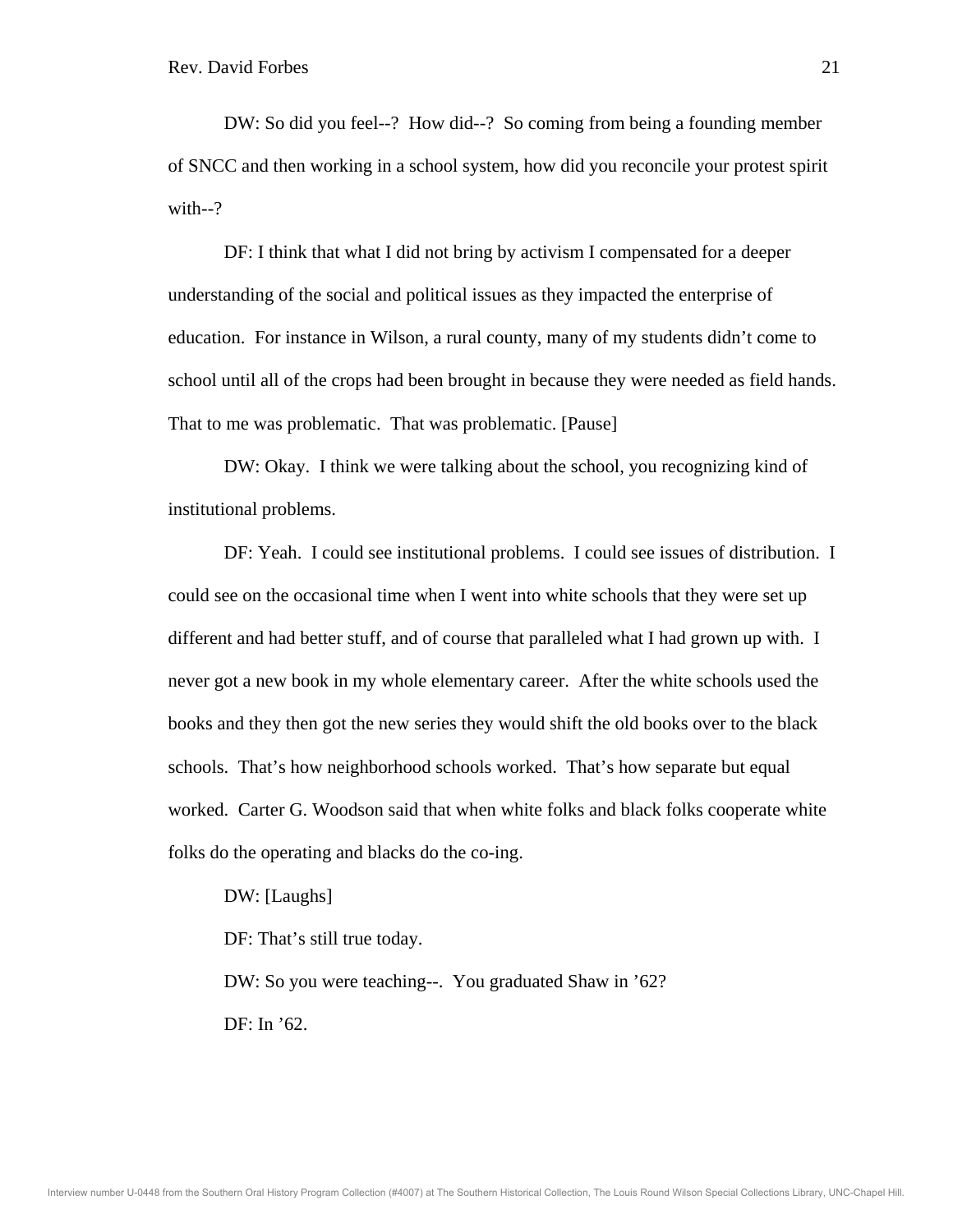DW: So did you feel--? How did--? So coming from being a founding member of SNCC and then working in a school system, how did you reconcile your protest spirit with--?

DF: I think that what I did not bring by activism I compensated for a deeper understanding of the social and political issues as they impacted the enterprise of education. For instance in Wilson, a rural county, many of my students didn't come to school until all of the crops had been brought in because they were needed as field hands. That to me was problematic. That was problematic. [Pause]

DW: Okay. I think we were talking about the school, you recognizing kind of institutional problems.

DF: Yeah. I could see institutional problems. I could see issues of distribution. I could see on the occasional time when I went into white schools that they were set up different and had better stuff, and of course that paralleled what I had grown up with. I never got a new book in my whole elementary career. After the white schools used the books and they then got the new series they would shift the old books over to the black schools. That's how neighborhood schools worked. That's how separate but equal worked. Carter G. Woodson said that when white folks and black folks cooperate white folks do the operating and blacks do the co-ing.

DW: [Laughs]

DF: That's still true today.

DW: So you were teaching--. You graduated Shaw in '62?

DF: In '62.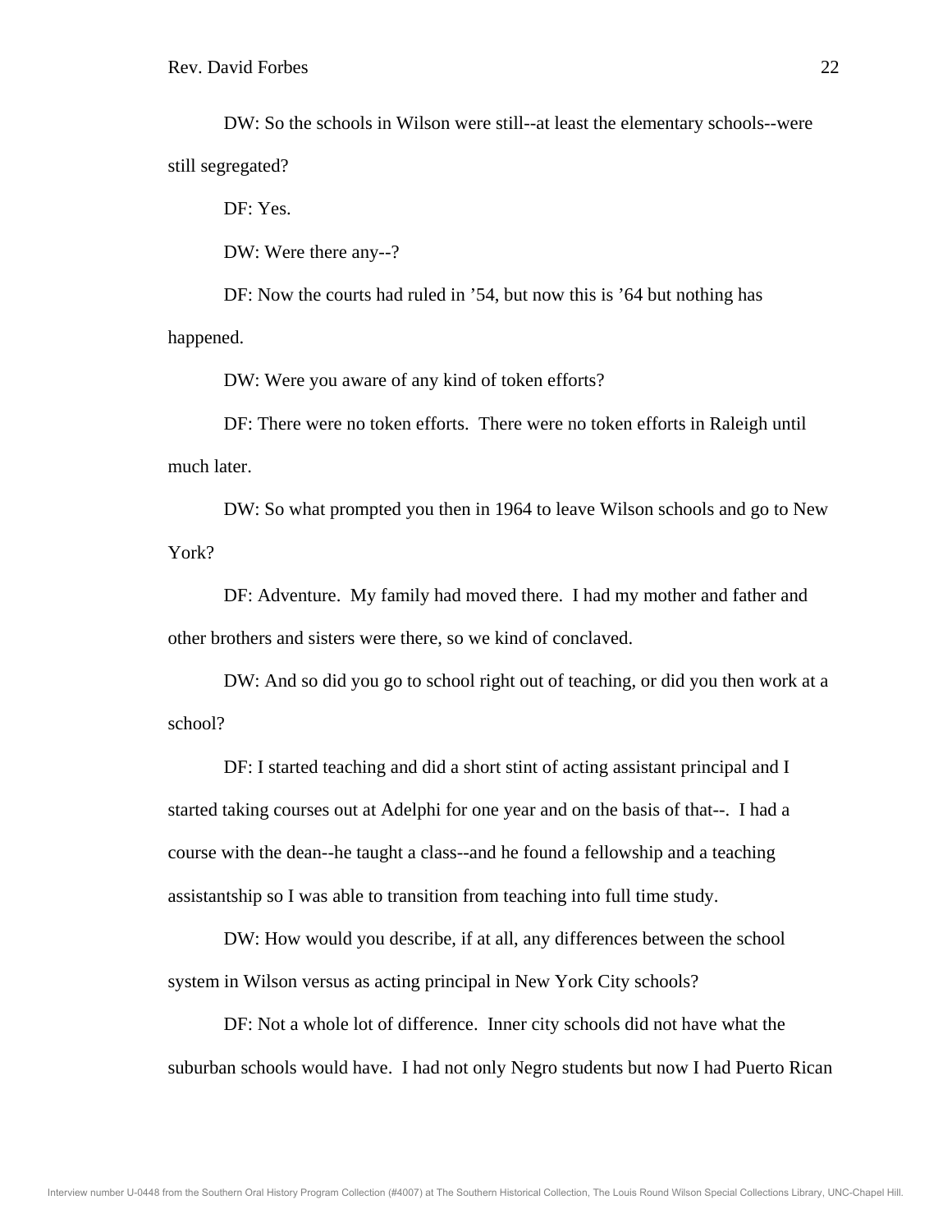DW: So the schools in Wilson were still--at least the elementary schools--were still segregated?

DF: Yes.

DW: Were there any--?

DF: Now the courts had ruled in ’54, but now this is ’64 but nothing has happened.

DW: Were you aware of any kind of token efforts?

DF: There were no token efforts. There were no token efforts in Raleigh until much later.

DW: So what prompted you then in 1964 to leave Wilson schools and go to New York?

DF: Adventure. My family had moved there. I had my mother and father and other brothers and sisters were there, so we kind of conclaved.

DW: And so did you go to school right out of teaching, or did you then work at a school?

DF: I started teaching and did a short stint of acting assistant principal and I started taking courses out at Adelphi for one year and on the basis of that--. I had a course with the dean--he taught a class--and he found a fellowship and a teaching assistantship so I was able to transition from teaching into full time study.

DW: How would you describe, if at all, any differences between the school system in Wilson versus as acting principal in New York City schools?

DF: Not a whole lot of difference. Inner city schools did not have what the suburban schools would have. I had not only Negro students but now I had Puerto Rican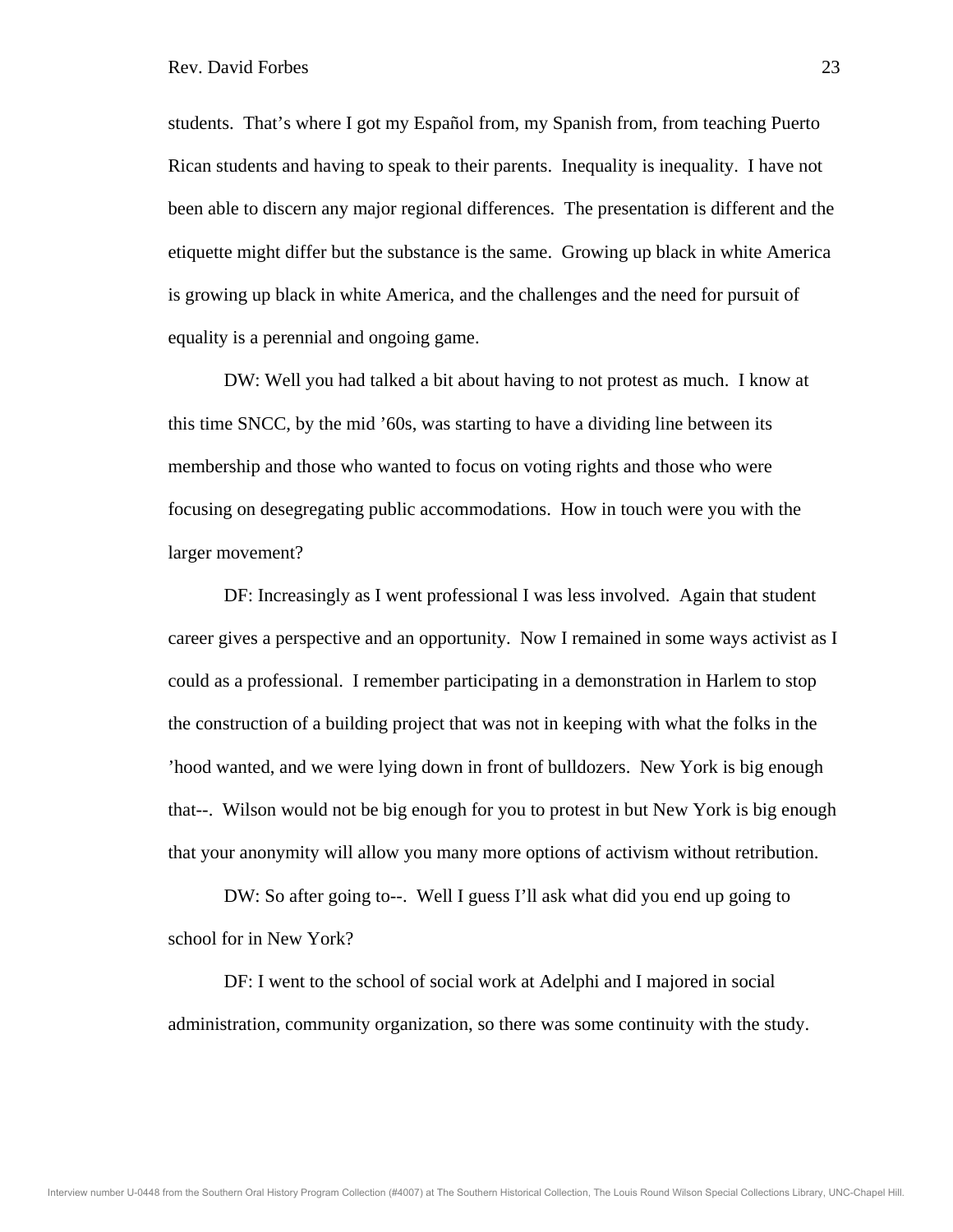students. That's where I got my Español from, my Spanish from, from teaching Puerto Rican students and having to speak to their parents. Inequality is inequality. I have not been able to discern any major regional differences. The presentation is different and the etiquette might differ but the substance is the same. Growing up black in white America is growing up black in white America, and the challenges and the need for pursuit of equality is a perennial and ongoing game.

DW: Well you had talked a bit about having to not protest as much. I know at this time SNCC, by the mid '60s, was starting to have a dividing line between its membership and those who wanted to focus on voting rights and those who were focusing on desegregating public accommodations. How in touch were you with the larger movement?

DF: Increasingly as I went professional I was less involved. Again that student career gives a perspective and an opportunity. Now I remained in some ways activist as I could as a professional. I remember participating in a demonstration in Harlem to stop the construction of a building project that was not in keeping with what the folks in the 'hood wanted, and we were lying down in front of bulldozers. New York is big enough that--. Wilson would not be big enough for you to protest in but New York is big enough that your anonymity will allow you many more options of activism without retribution.

DW: So after going to--. Well I guess I'll ask what did you end up going to school for in New York?

DF: I went to the school of social work at Adelphi and I majored in social administration, community organization, so there was some continuity with the study.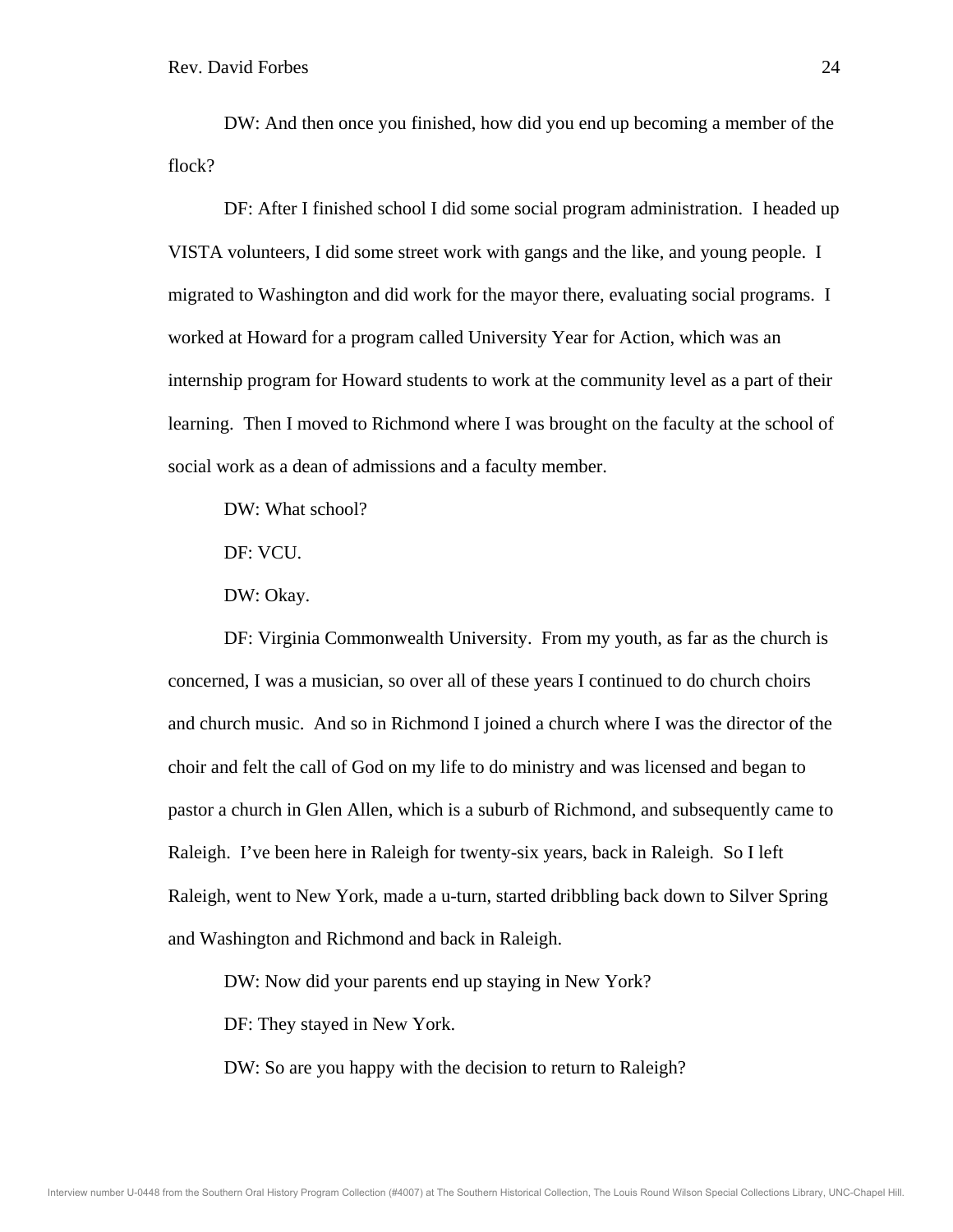DW: And then once you finished, how did you end up becoming a member of the flock?

DF: After I finished school I did some social program administration. I headed up VISTA volunteers, I did some street work with gangs and the like, and young people. I migrated to Washington and did work for the mayor there, evaluating social programs. I worked at Howard for a program called University Year for Action, which was an internship program for Howard students to work at the community level as a part of their learning. Then I moved to Richmond where I was brought on the faculty at the school of social work as a dean of admissions and a faculty member.

DW: What school?

DF: VCU.

DW: Okay.

DF: Virginia Commonwealth University. From my youth, as far as the church is concerned, I was a musician, so over all of these years I continued to do church choirs and church music. And so in Richmond I joined a church where I was the director of the choir and felt the call of God on my life to do ministry and was licensed and began to pastor a church in Glen Allen, which is a suburb of Richmond, and subsequently came to Raleigh. I've been here in Raleigh for twenty-six years, back in Raleigh. So I left Raleigh, went to New York, made a u-turn, started dribbling back down to Silver Spring and Washington and Richmond and back in Raleigh.

DW: Now did your parents end up staying in New York?

DF: They stayed in New York.

DW: So are you happy with the decision to return to Raleigh?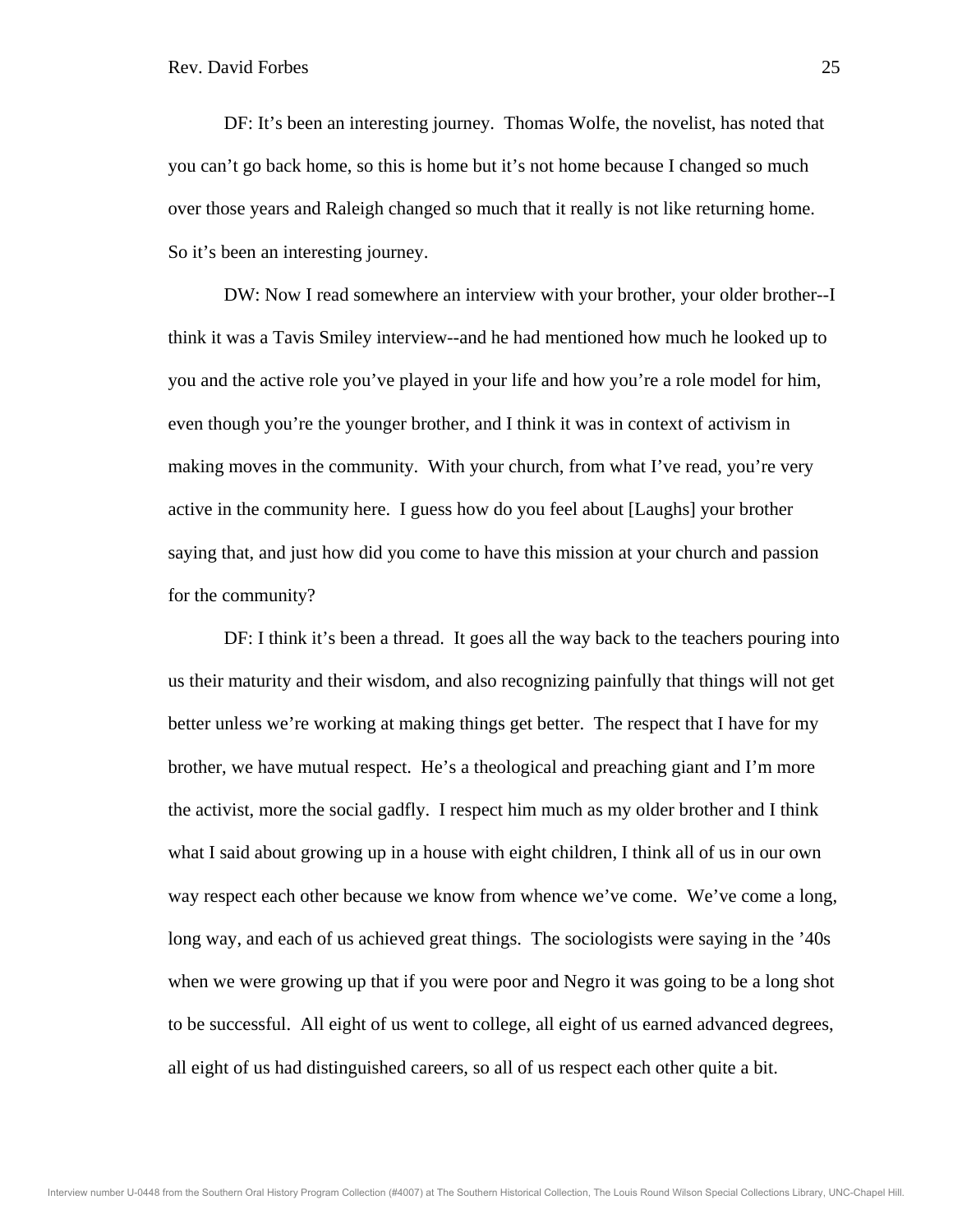DF: It's been an interesting journey. Thomas Wolfe, the novelist, has noted that you can't go back home, so this is home but it's not home because I changed so much over those years and Raleigh changed so much that it really is not like returning home. So it's been an interesting journey.

DW: Now I read somewhere an interview with your brother, your older brother--I think it was a Tavis Smiley interview--and he had mentioned how much he looked up to you and the active role you've played in your life and how you're a role model for him, even though you're the younger brother, and I think it was in context of activism in making moves in the community. With your church, from what I've read, you're very active in the community here. I guess how do you feel about [Laughs] your brother saying that, and just how did you come to have this mission at your church and passion for the community?

DF: I think it's been a thread. It goes all the way back to the teachers pouring into us their maturity and their wisdom, and also recognizing painfully that things will not get better unless we're working at making things get better. The respect that I have for my brother, we have mutual respect. He's a theological and preaching giant and I'm more the activist, more the social gadfly. I respect him much as my older brother and I think what I said about growing up in a house with eight children, I think all of us in our own way respect each other because we know from whence we've come. We've come a long, long way, and each of us achieved great things. The sociologists were saying in the '40s when we were growing up that if you were poor and Negro it was going to be a long shot to be successful. All eight of us went to college, all eight of us earned advanced degrees, all eight of us had distinguished careers, so all of us respect each other quite a bit.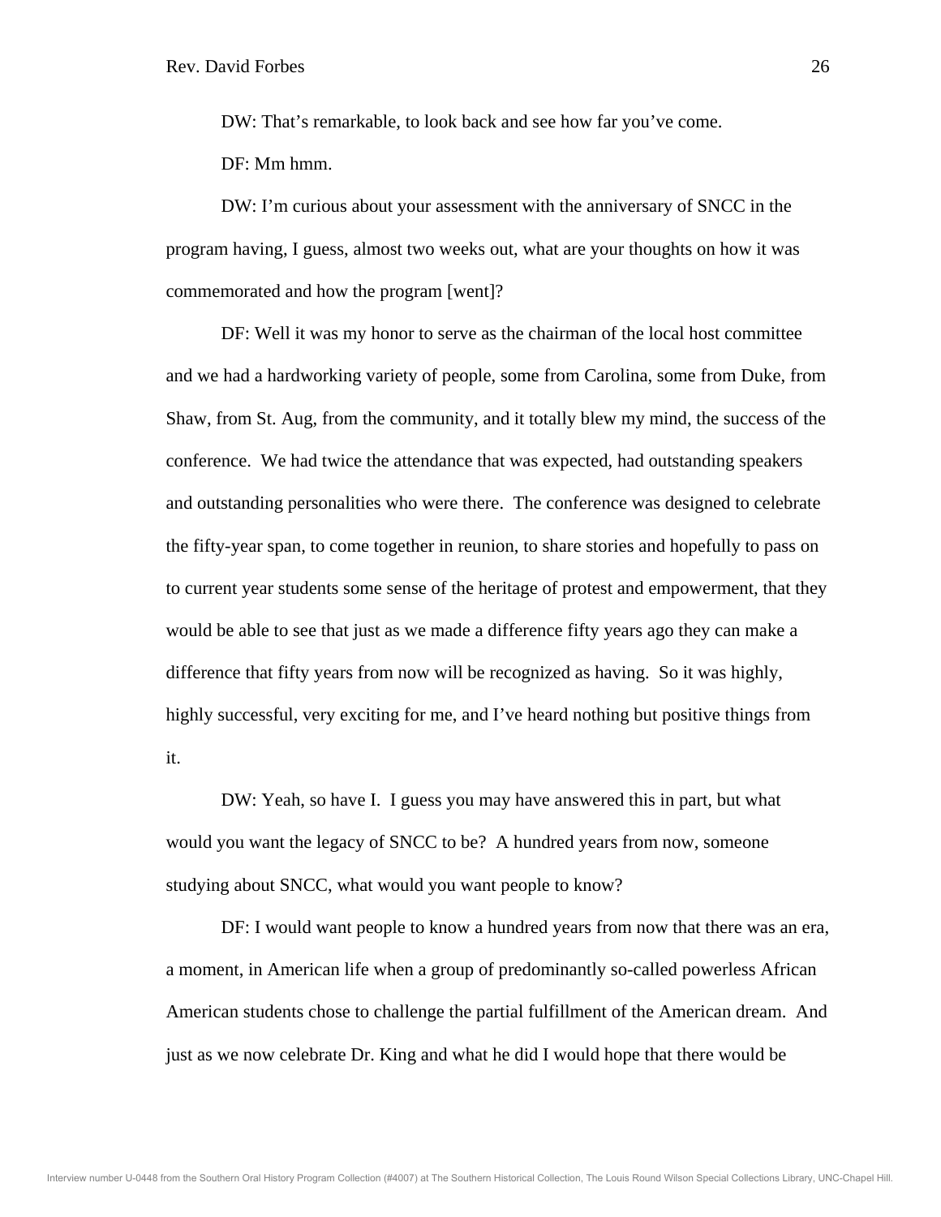DW: That's remarkable, to look back and see how far you've come.

DF: Mm hmm.

DW: I'm curious about your assessment with the anniversary of SNCC in the program having, I guess, almost two weeks out, what are your thoughts on how it was commemorated and how the program [went]?

DF: Well it was my honor to serve as the chairman of the local host committee and we had a hardworking variety of people, some from Carolina, some from Duke, from Shaw, from St. Aug, from the community, and it totally blew my mind, the success of the conference. We had twice the attendance that was expected, had outstanding speakers and outstanding personalities who were there. The conference was designed to celebrate the fifty-year span, to come together in reunion, to share stories and hopefully to pass on to current year students some sense of the heritage of protest and empowerment, that they would be able to see that just as we made a difference fifty years ago they can make a difference that fifty years from now will be recognized as having. So it was highly, highly successful, very exciting for me, and I've heard nothing but positive things from it.

DW: Yeah, so have I. I guess you may have answered this in part, but what would you want the legacy of SNCC to be? A hundred years from now, someone studying about SNCC, what would you want people to know?

DF: I would want people to know a hundred years from now that there was an era, a moment, in American life when a group of predominantly so-called powerless African American students chose to challenge the partial fulfillment of the American dream. And just as we now celebrate Dr. King and what he did I would hope that there would be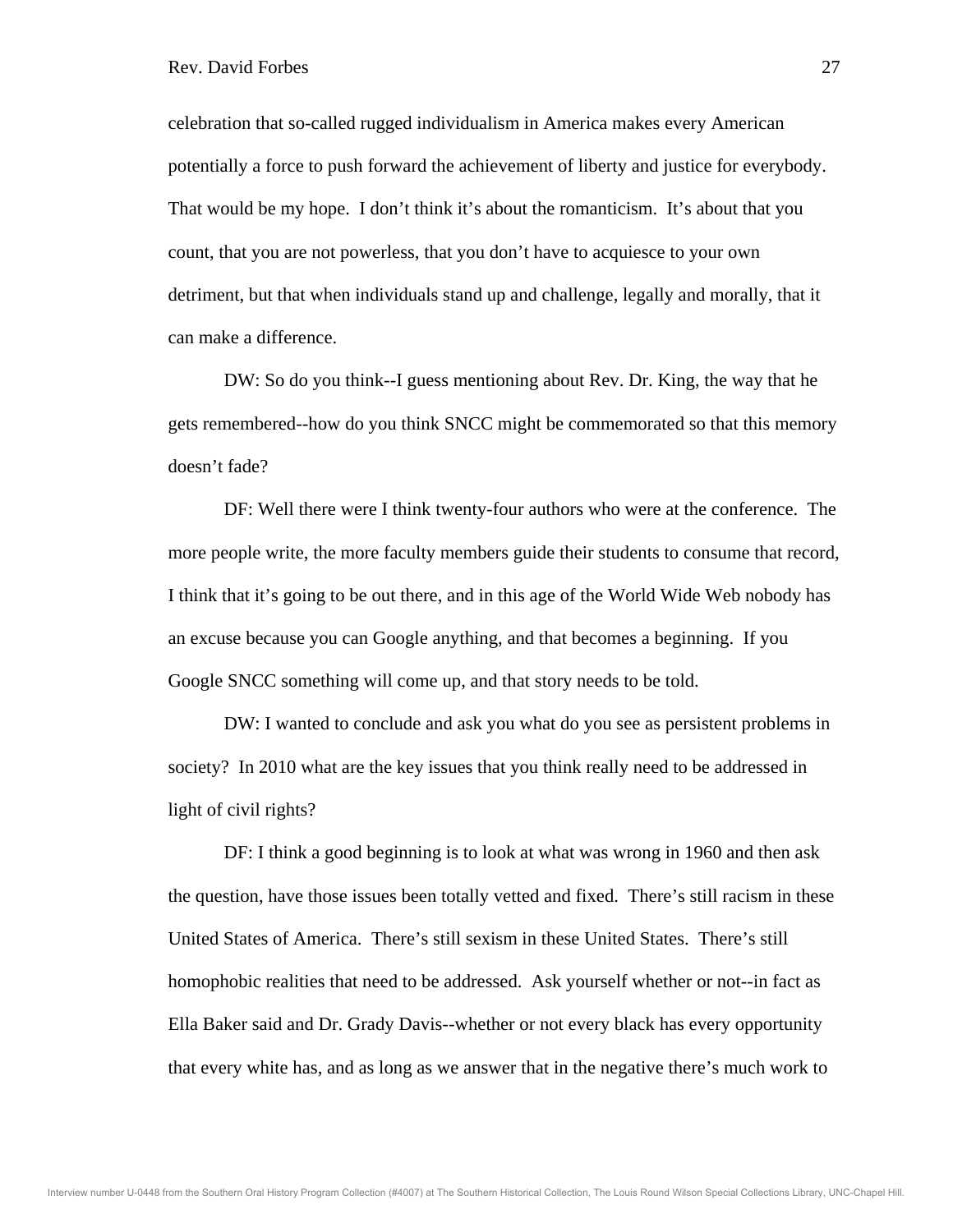celebration that so-called rugged individualism in America makes every American potentially a force to push forward the achievement of liberty and justice for everybody. That would be my hope. I don't think it's about the romanticism. It's about that you count, that you are not powerless, that you don't have to acquiesce to your own detriment, but that when individuals stand up and challenge, legally and morally, that it can make a difference.

DW: So do you think--I guess mentioning about Rev. Dr. King, the way that he gets remembered--how do you think SNCC might be commemorated so that this memory doesn't fade?

DF: Well there were I think twenty-four authors who were at the conference. The more people write, the more faculty members guide their students to consume that record, I think that it's going to be out there, and in this age of the World Wide Web nobody has an excuse because you can Google anything, and that becomes a beginning. If you Google SNCC something will come up, and that story needs to be told.

DW: I wanted to conclude and ask you what do you see as persistent problems in society? In 2010 what are the key issues that you think really need to be addressed in light of civil rights?

DF: I think a good beginning is to look at what was wrong in 1960 and then ask the question, have those issues been totally vetted and fixed. There's still racism in these United States of America. There's still sexism in these United States. There's still homophobic realities that need to be addressed. Ask yourself whether or not--in fact as Ella Baker said and Dr. Grady Davis--whether or not every black has every opportunity that every white has, and as long as we answer that in the negative there's much work to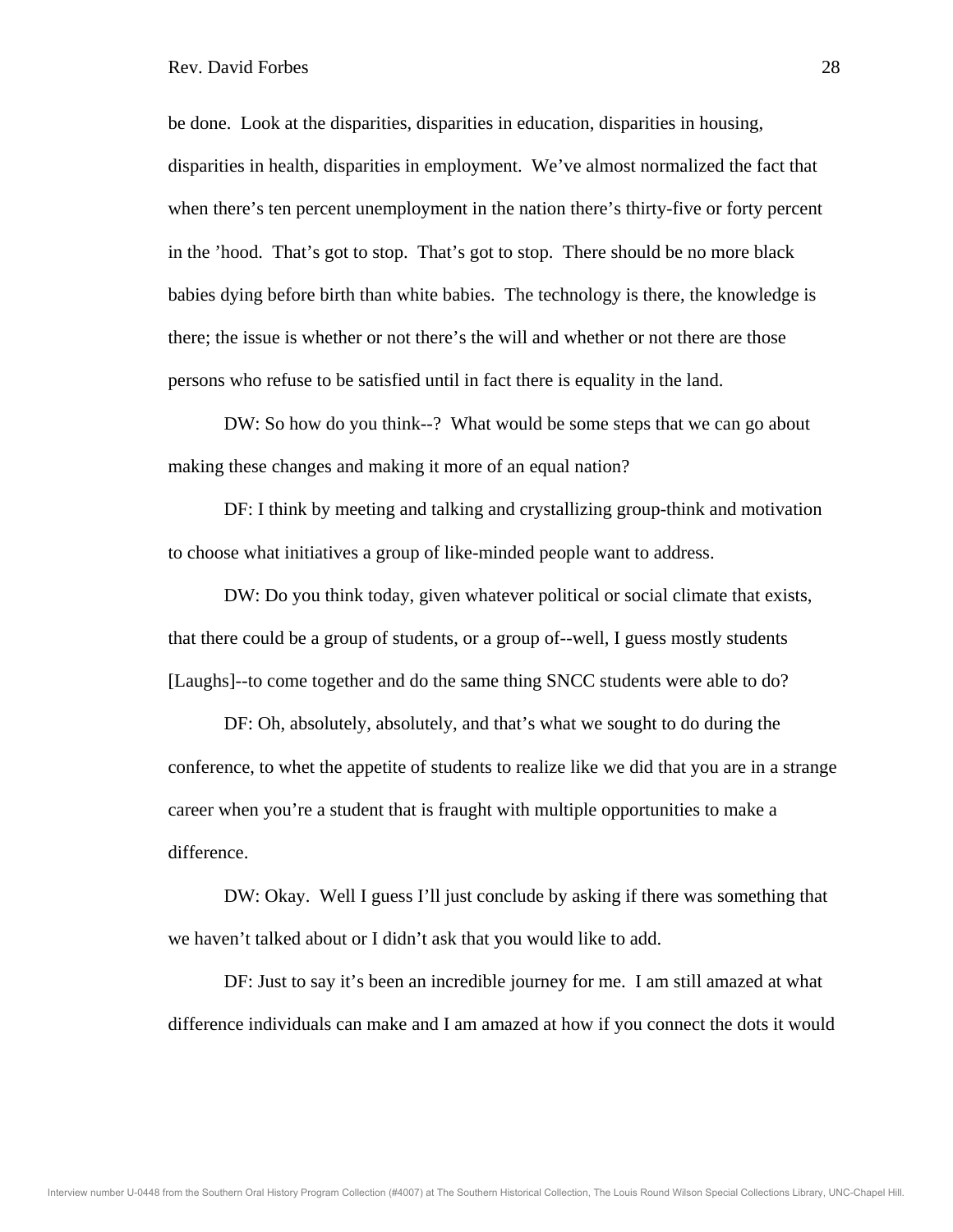be done. Look at the disparities, disparities in education, disparities in housing, disparities in health, disparities in employment. We've almost normalized the fact that when there's ten percent unemployment in the nation there's thirty-five or forty percent in the 'hood. That's got to stop. That's got to stop. There should be no more black babies dying before birth than white babies. The technology is there, the knowledge is there; the issue is whether or not there's the will and whether or not there are those persons who refuse to be satisfied until in fact there is equality in the land.

DW: So how do you think--? What would be some steps that we can go about making these changes and making it more of an equal nation?

DF: I think by meeting and talking and crystallizing group-think and motivation to choose what initiatives a group of like-minded people want to address.

DW: Do you think today, given whatever political or social climate that exists, that there could be a group of students, or a group of--well, I guess mostly students [Laughs]--to come together and do the same thing SNCC students were able to do?

DF: Oh, absolutely, absolutely, and that's what we sought to do during the conference, to whet the appetite of students to realize like we did that you are in a strange career when you're a student that is fraught with multiple opportunities to make a difference.

DW: Okay. Well I guess I'll just conclude by asking if there was something that we haven't talked about or I didn't ask that you would like to add.

DF: Just to say it's been an incredible journey for me. I am still amazed at what difference individuals can make and I am amazed at how if you connect the dots it would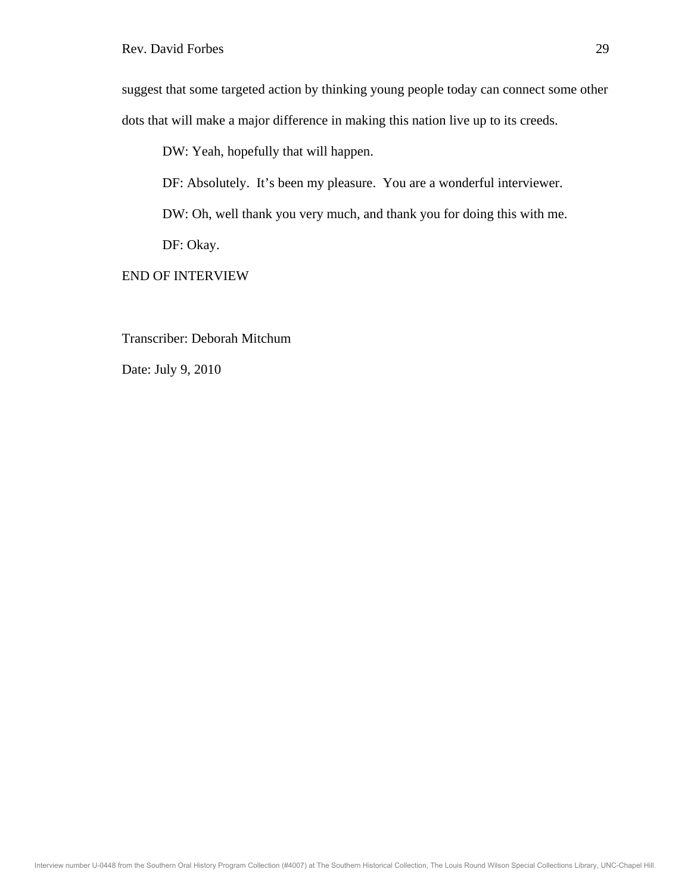suggest that some targeted action by thinking young people today can connect some other dots that will make a major difference in making this nation live up to its creeds.

DW: Yeah, hopefully that will happen.

DF: Absolutely. It's been my pleasure. You are a wonderful interviewer.

DW: Oh, well thank you very much, and thank you for doing this with me.

DF: Okay.

END OF INTERVIEW

Transcriber: Deborah Mitchum

Date: July 9, 2010